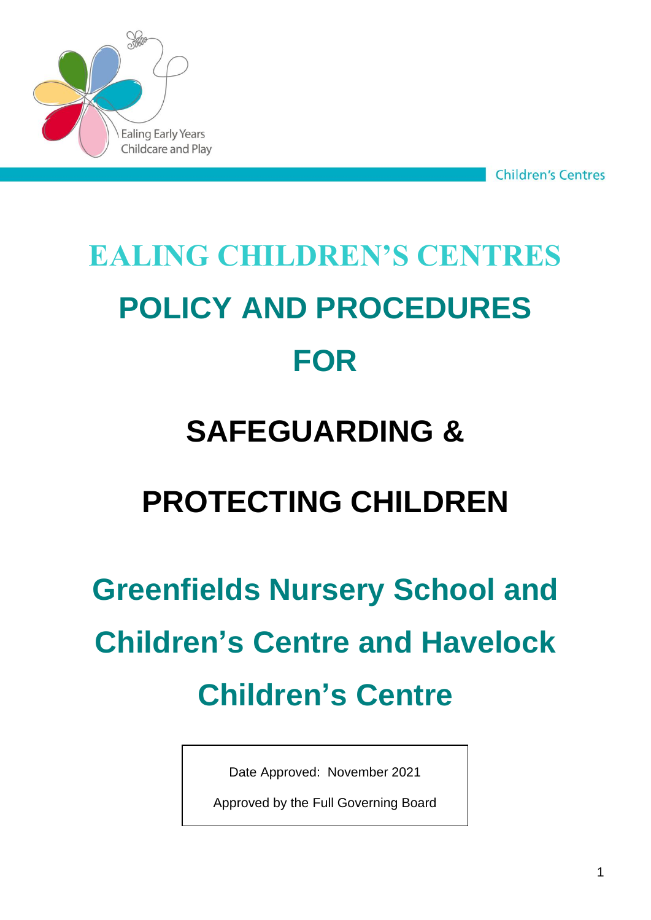Ealing Early Years Childcare and Play

Children's Centres

# EALING CHILDREN'S CENTRES

# POLICY AND PROCEDURES FOR

# SAFEGUARDING & PROTECTING CHILDREN

## Greenfields Nursery School and Children's Centre and Havelock Children's Centre

Date Approved: November 2021

Approved by the Full Governing Board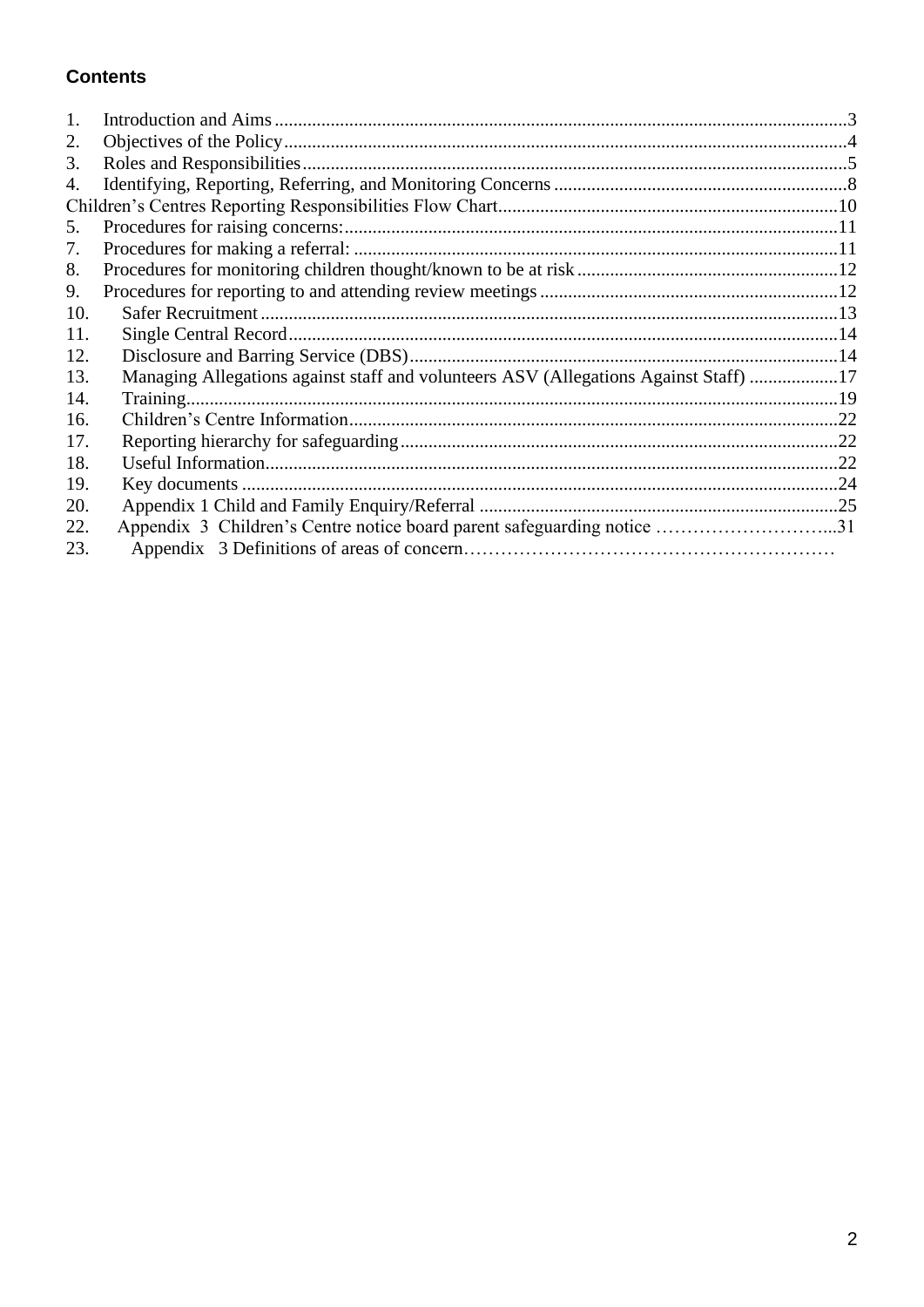**Contents**

1. Introduction and Aims ....................................................................................................................3
2. Objectives of the Policy ....................................................................................................................4
3. Roles and Responsibilities ................................................................................................................5
4. Identifying, Reporting, Referring, and Monitoring Concerns ..........................................................8

Children's Centres Reporting Responsibilities Flow Chart ..................................................................10

5. Procedures for raising concerns: ....................................................................................................11
7. Procedures for making a referral: ...................................................................................................11
8. Procedures for monitoring children thought/known to be at risk ..................................................12
9. Procedures for reporting to and attending review meetings ..........................................................12
10. Safer Recruitment .........................................................................................................................13
11. Single Central Record ....................................................................................................................14
12. Disclosure and Barring Service (DBS) ...........................................................................................14
13. Managing Allegations against staff and volunteers ASV (Allegations Against Staff) ...................17
14. Training ..........................................................................................................................................19
16. Children's Centre Information .......................................................................................................22
17. Reporting hierarchy for safeguarding ............................................................................................22
18. Useful Information .........................................................................................................................22
19. Key documents ...............................................................................................................................24
20. Appendix 1 Child and Family Enquiry/Referral .............................................................................25
22. Appendix 3 Children's Centre notice board parent safeguarding notice ...........................................31
23. Appendix 3 Definitions of areas of concern………………………………………………………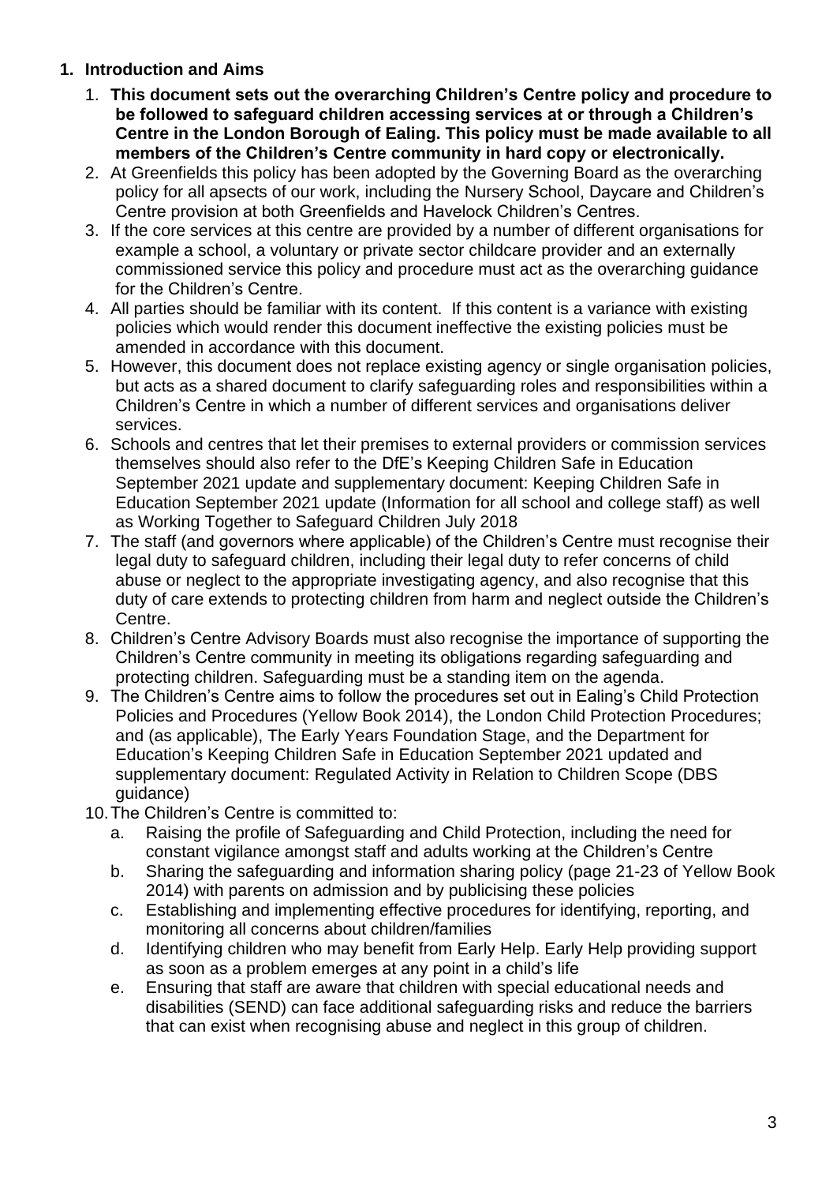## 1. Introduction and Aims

1. **This document sets out the overarching Children's Centre policy and procedure to be followed to safeguard children accessing services at or through a Children's Centre in the London Borough of Ealing. This policy must be made available to all members of the Children's Centre community in hard copy or electronically.**
2. At Greenfields this policy has been adopted by the Governing Board as the overarching policy for all apsects of our work, including the Nursery School, Daycare and Children's Centre provision at both Greenfields and Havelock Children's Centres.
3. If the core services at this centre are provided by a number of different organisations for example a school, a voluntary or private sector childcare provider and an externally commissioned service this policy and procedure must act as the overarching guidance for the Children's Centre.
4. All parties should be familiar with its content. If this content is a variance with existing policies which would render this document ineffective the existing policies must be amended in accordance with this document.
5. However, this document does not replace existing agency or single organisation policies, but acts as a shared document to clarify safeguarding roles and responsibilities within a Children's Centre in which a number of different services and organisations deliver services.
6. Schools and centres that let their premises to external providers or commission services themselves should also refer to the DfE's Keeping Children Safe in Education September 2021 update and supplementary document: Keeping Children Safe in Education September 2021 update (Information for all school and college staff) as well as Working Together to Safeguard Children July 2018
7. The staff (and governors where applicable) of the Children's Centre must recognise their legal duty to safeguard children, including their legal duty to refer concerns of child abuse or neglect to the appropriate investigating agency, and also recognise that this duty of care extends to protecting children from harm and neglect outside the Children's Centre.
8. Children's Centre Advisory Boards must also recognise the importance of supporting the Children's Centre community in meeting its obligations regarding safeguarding and protecting children. Safeguarding must be a standing item on the agenda.
9. The Children's Centre aims to follow the procedures set out in Ealing's Child Protection Policies and Procedures (Yellow Book 2014), the London Child Protection Procedures; and (as applicable), The Early Years Foundation Stage, and the Department for Education's Keeping Children Safe in Education September 2021 updated and supplementary document: Regulated Activity in Relation to Children Scope (DBS guidance)
10. The Children's Centre is committed to:
    a. Raising the profile of Safeguarding and Child Protection, including the need for constant vigilance amongst staff and adults working at the Children's Centre
    b. Sharing the safeguarding and information sharing policy (page 21-23 of Yellow Book 2014) with parents on admission and by publicising these policies
    c. Establishing and implementing effective procedures for identifying, reporting, and monitoring all concerns about children/families
    d. Identifying children who may benefit from Early Help. Early Help providing support as soon as a problem emerges at any point in a child's life
    e. Ensuring that staff are aware that children with special educational needs and disabilities (SEND) can face additional safeguarding risks and reduce the barriers that can exist when recognising abuse and neglect in this group of children.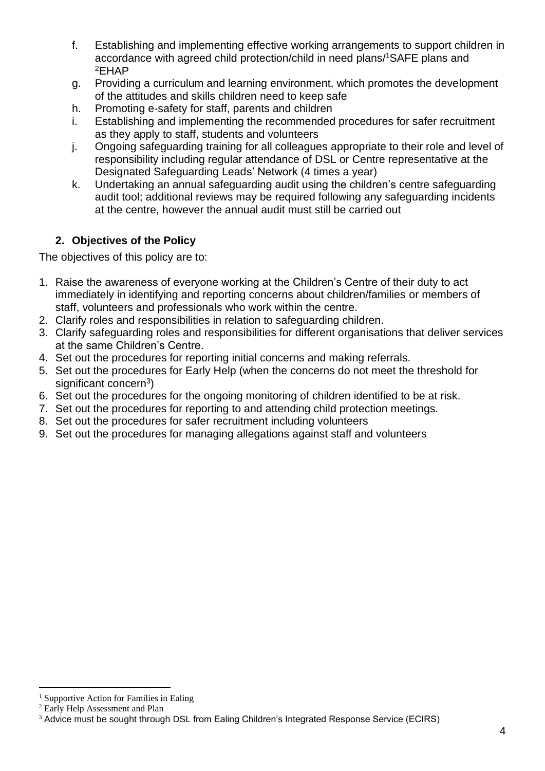f. Establishing and implementing effective working arrangements to support children in accordance with agreed child protection/child in need plans/[1]SAFE plans and [2]EHAP
g. Providing a curriculum and learning environment, which promotes the development of the attitudes and skills children need to keep safe
h. Promoting e-safety for staff, parents and children
i. Establishing and implementing the recommended procedures for safer recruitment as they apply to staff, students and volunteers
j. Ongoing safeguarding training for all colleagues appropriate to their role and level of responsibility including regular attendance of DSL or Centre representative at the Designated Safeguarding Leads' Network (4 times a year)
k. Undertaking an annual safeguarding audit using the children's centre safeguarding audit tool; additional reviews may be required following any safeguarding incidents at the centre, however the annual audit must still be carried out

## 2. Objectives of the Policy

The objectives of this policy are to:

1. Raise the awareness of everyone working at the Children's Centre of their duty to act immediately in identifying and reporting concerns about children/families or members of staff, volunteers and professionals who work within the centre.
2. Clarify roles and responsibilities in relation to safeguarding children.
3. Clarify safeguarding roles and responsibilities for different organisations that deliver services at the same Children's Centre.
4. Set out the procedures for reporting initial concerns and making referrals.
5. Set out the procedures for Early Help (when the concerns do not meet the threshold for significant concern[3])
6. Set out the procedures for the ongoing monitoring of children identified to be at risk.
7. Set out the procedures for reporting to and attending child protection meetings.
8. Set out the procedures for safer recruitment including volunteers
9. Set out the procedures for managing allegations against staff and volunteers

---

[1] Supportive Action for Families in Ealing
[2] Early Help Assessment and Plan
[3] Advice must be sought through DSL from Ealing Children's Integrated Response Service (ECIRS)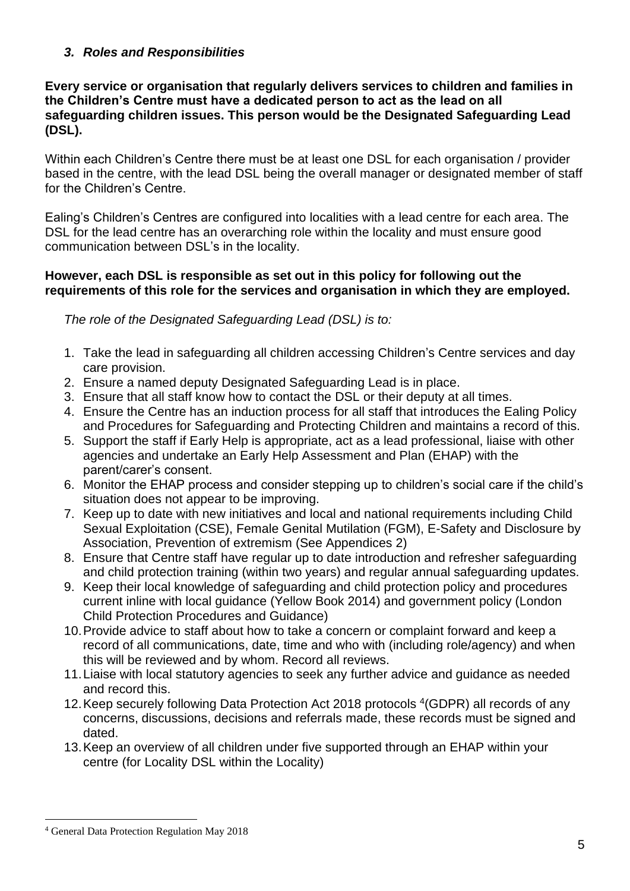### *3. Roles and Responsibilities*

**Every service or organisation that regularly delivers services to children and families in the Children's Centre must have a dedicated person to act as the lead on all safeguarding children issues. This person would be the Designated Safeguarding Lead (DSL).**

Within each Children's Centre there must be at least one DSL for each organisation / provider based in the centre, with the lead DSL being the overall manager or designated member of staff for the Children's Centre.

Ealing's Children's Centres are configured into localities with a lead centre for each area. The DSL for the lead centre has an overarching role within the locality and must ensure good communication between DSL's in the locality.

**However, each DSL is responsible as set out in this policy for following out the requirements of this role for the services and organisation in which they are employed.**

*The role of the Designated Safeguarding Lead (DSL) is to:*

1. Take the lead in safeguarding all children accessing Children's Centre services and day care provision.
2. Ensure a named deputy Designated Safeguarding Lead is in place.
3. Ensure that all staff know how to contact the DSL or their deputy at all times.
4. Ensure the Centre has an induction process for all staff that introduces the Ealing Policy and Procedures for Safeguarding and Protecting Children and maintains a record of this.
5. Support the staff if Early Help is appropriate, act as a lead professional, liaise with other agencies and undertake an Early Help Assessment and Plan (EHAP) with the parent/carer's consent.
6. Monitor the EHAP process and consider stepping up to children's social care if the child's situation does not appear to be improving.
7. Keep up to date with new initiatives and local and national requirements including Child Sexual Exploitation (CSE), Female Genital Mutilation (FGM), E-Safety and Disclosure by Association, Prevention of extremism (See Appendices 2)
8. Ensure that Centre staff have regular up to date introduction and refresher safeguarding and child protection training (within two years) and regular annual safeguarding updates.
9. Keep their local knowledge of safeguarding and child protection policy and procedures current inline with local guidance (Yellow Book 2014) and government policy (London Child Protection Procedures and Guidance)
10. Provide advice to staff about how to take a concern or complaint forward and keep a record of all communications, date, time and who with (including role/agency) and when this will be reviewed and by whom. Record all reviews.
11. Liaise with local statutory agencies to seek any further advice and guidance as needed and record this.
12. Keep securely following Data Protection Act 2018 protocols [4](GDPR) all records of any concerns, discussions, decisions and referrals made, these records must be signed and dated.
13. Keep an overview of all children under five supported through an EHAP within your centre (for Locality DSL within the Locality)

[4] General Data Protection Regulation May 2018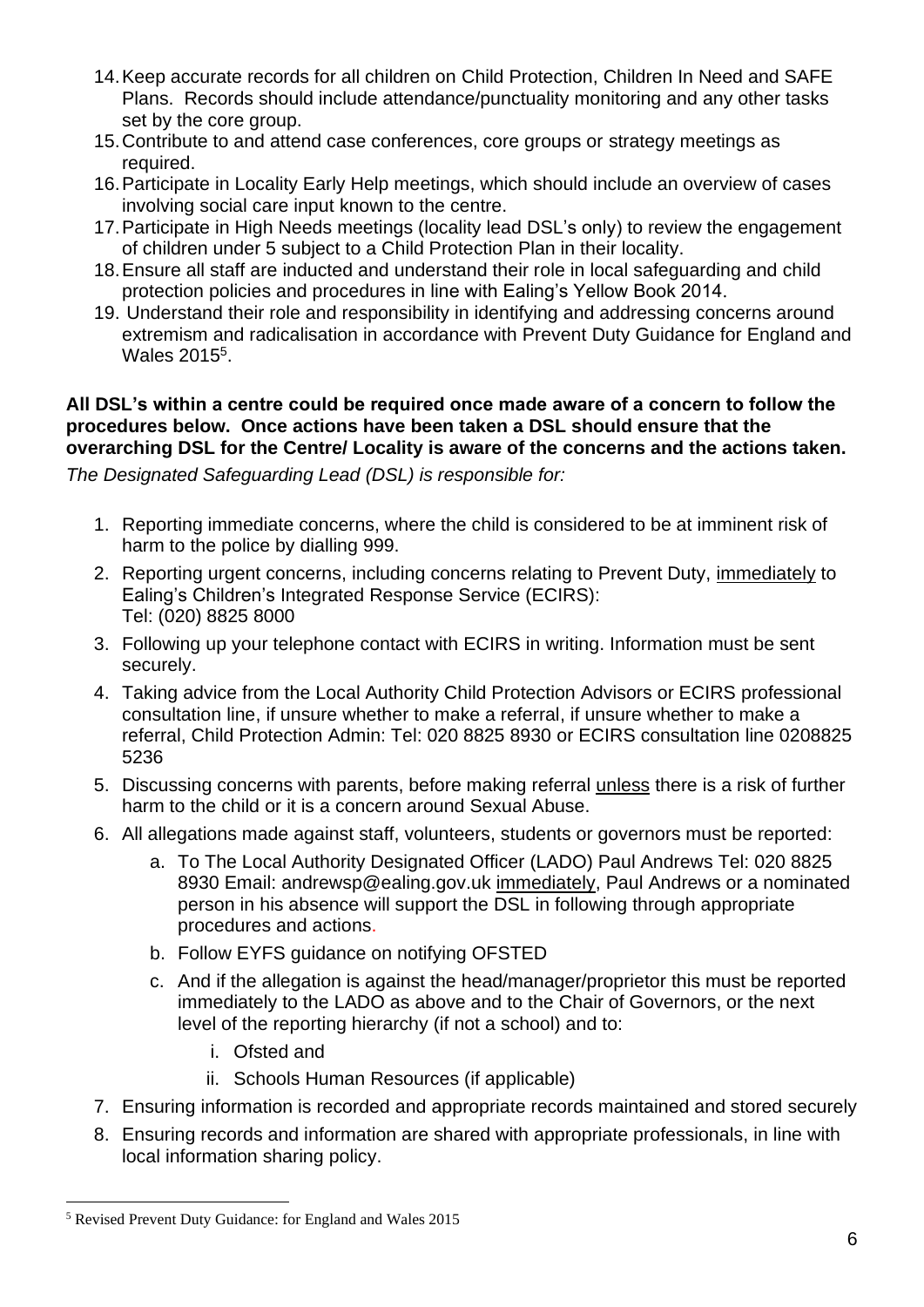14. Keep accurate records for all children on Child Protection, Children In Need and SAFE Plans. Records should include attendance/punctuality monitoring and any other tasks set by the core group.
15. Contribute to and attend case conferences, core groups or strategy meetings as required.
16. Participate in Locality Early Help meetings, which should include an overview of cases involving social care input known to the centre.
17. Participate in High Needs meetings (locality lead DSL's only) to review the engagement of children under 5 subject to a Child Protection Plan in their locality.
18. Ensure all staff are inducted and understand their role in local safeguarding and child protection policies and procedures in line with Ealing's Yellow Book 2014.
19. Understand their role and responsibility in identifying and addressing concerns around extremism and radicalisation in accordance with Prevent Duty Guidance for England and Wales 2015[5].

**All DSL's within a centre could be required once made aware of a concern to follow the procedures below. Once actions have been taken a DSL should ensure that the overarching DSL for the Centre/ Locality is aware of the concerns and the actions taken.**

*The Designated Safeguarding Lead (DSL) is responsible for:*

1. Reporting immediate concerns, where the child is considered to be at imminent risk of harm to the police by dialling 999.
2. Reporting urgent concerns, including concerns relating to Prevent Duty, immediately to Ealing's Children's Integrated Response Service (ECIRS):
   Tel: (020) 8825 8000
3. Following up your telephone contact with ECIRS in writing. Information must be sent securely.
4. Taking advice from the Local Authority Child Protection Advisors or ECIRS professional consultation line, if unsure whether to make a referral, if unsure whether to make a referral, Child Protection Admin: Tel: 020 8825 8930 or ECIRS consultation line 0208825 5236
5. Discussing concerns with parents, before making referral unless there is a risk of further harm to the child or it is a concern around Sexual Abuse.
6. All allegations made against staff, volunteers, students or governors must be reported:
   a. To The Local Authority Designated Officer (LADO) Paul Andrews Tel: 020 8825 8930 Email: andrewsp@ealing.gov.uk immediately, Paul Andrews or a nominated person in his absence will support the DSL in following through appropriate procedures and actions.
   b. Follow EYFS guidance on notifying OFSTED
   c. And if the allegation is against the head/manager/proprietor this must be reported immediately to the LADO as above and to the Chair of Governors, or the next level of the reporting hierarchy (if not a school) and to:
      i. Ofsted and
      ii. Schools Human Resources (if applicable)
7. Ensuring information is recorded and appropriate records maintained and stored securely
8. Ensuring records and information are shared with appropriate professionals, in line with local information sharing policy.

[5] Revised Prevent Duty Guidance: for England and Wales 2015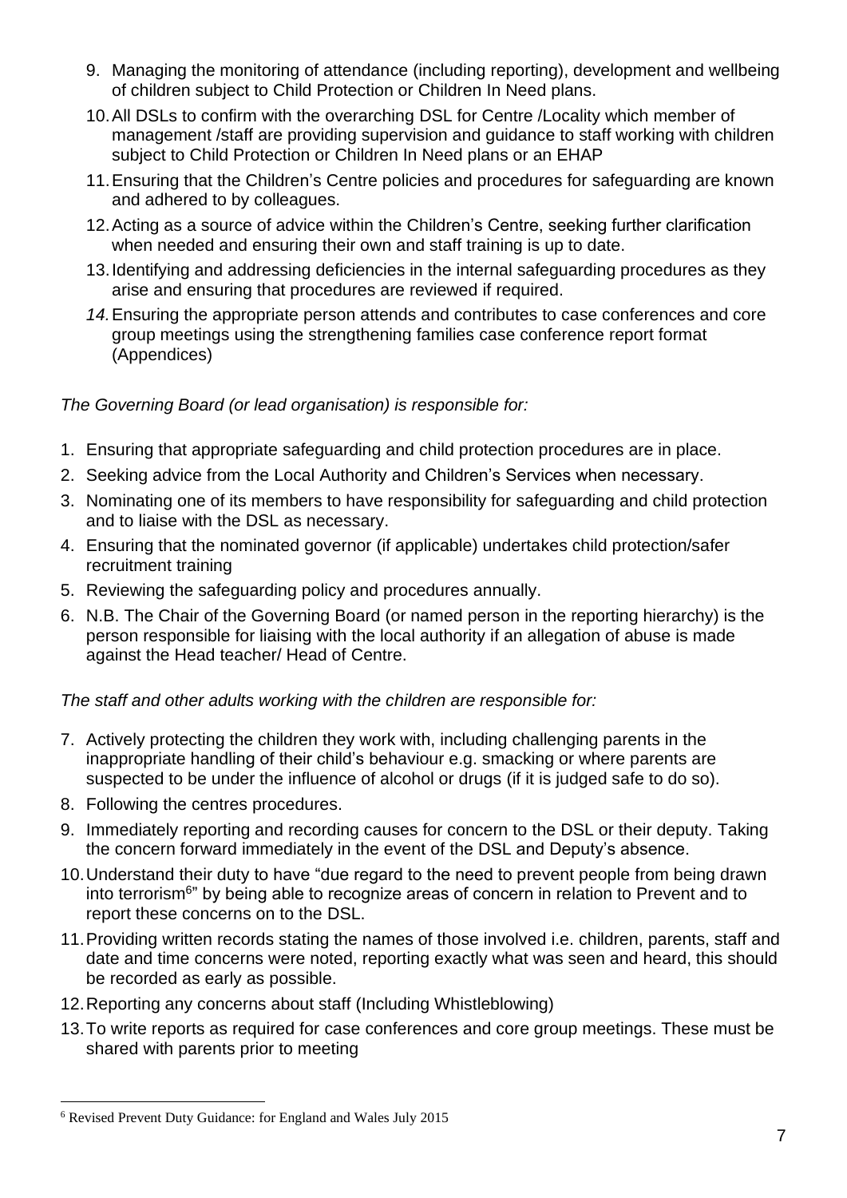9. Managing the monitoring of attendance (including reporting), development and wellbeing of children subject to Child Protection or Children In Need plans.
10. All DSLs to confirm with the overarching DSL for Centre /Locality which member of management /staff are providing supervision and guidance to staff working with children subject to Child Protection or Children In Need plans or an EHAP
11. Ensuring that the Children's Centre policies and procedures for safeguarding are known and adhered to by colleagues.
12. Acting as a source of advice within the Children's Centre, seeking further clarification when needed and ensuring their own and staff training is up to date.
13. Identifying and addressing deficiencies in the internal safeguarding procedures as they arise and ensuring that procedures are reviewed if required.
14. Ensuring the appropriate person attends and contributes to case conferences and core group meetings using the strengthening families case conference report format (Appendices)

*The Governing Board (or lead organisation) is responsible for:*

1. Ensuring that appropriate safeguarding and child protection procedures are in place.
2. Seeking advice from the Local Authority and Children's Services when necessary.
3. Nominating one of its members to have responsibility for safeguarding and child protection and to liaise with the DSL as necessary.
4. Ensuring that the nominated governor (if applicable) undertakes child protection/safer recruitment training
5. Reviewing the safeguarding policy and procedures annually.
6. N.B. The Chair of the Governing Board (or named person in the reporting hierarchy) is the person responsible for liaising with the local authority if an allegation of abuse is made against the Head teacher/ Head of Centre.

*The staff and other adults working with the children are responsible for:*

7. Actively protecting the children they work with, including challenging parents in the inappropriate handling of their child's behaviour e.g. smacking or where parents are suspected to be under the influence of alcohol or drugs (if it is judged safe to do so).
8. Following the centres procedures.
9. Immediately reporting and recording causes for concern to the DSL or their deputy. Taking the concern forward immediately in the event of the DSL and Deputy's absence.
10. Understand their duty to have "due regard to the need to prevent people from being drawn into terrorism[6]" by being able to recognize areas of concern in relation to Prevent and to report these concerns on to the DSL.
11. Providing written records stating the names of those involved i.e. children, parents, staff and date and time concerns were noted, reporting exactly what was seen and heard, this should be recorded as early as possible.
12. Reporting any concerns about staff (Including Whistleblowing)
13. To write reports as required for case conferences and core group meetings. These must be shared with parents prior to meeting

[6] Revised Prevent Duty Guidance: for England and Wales July 2015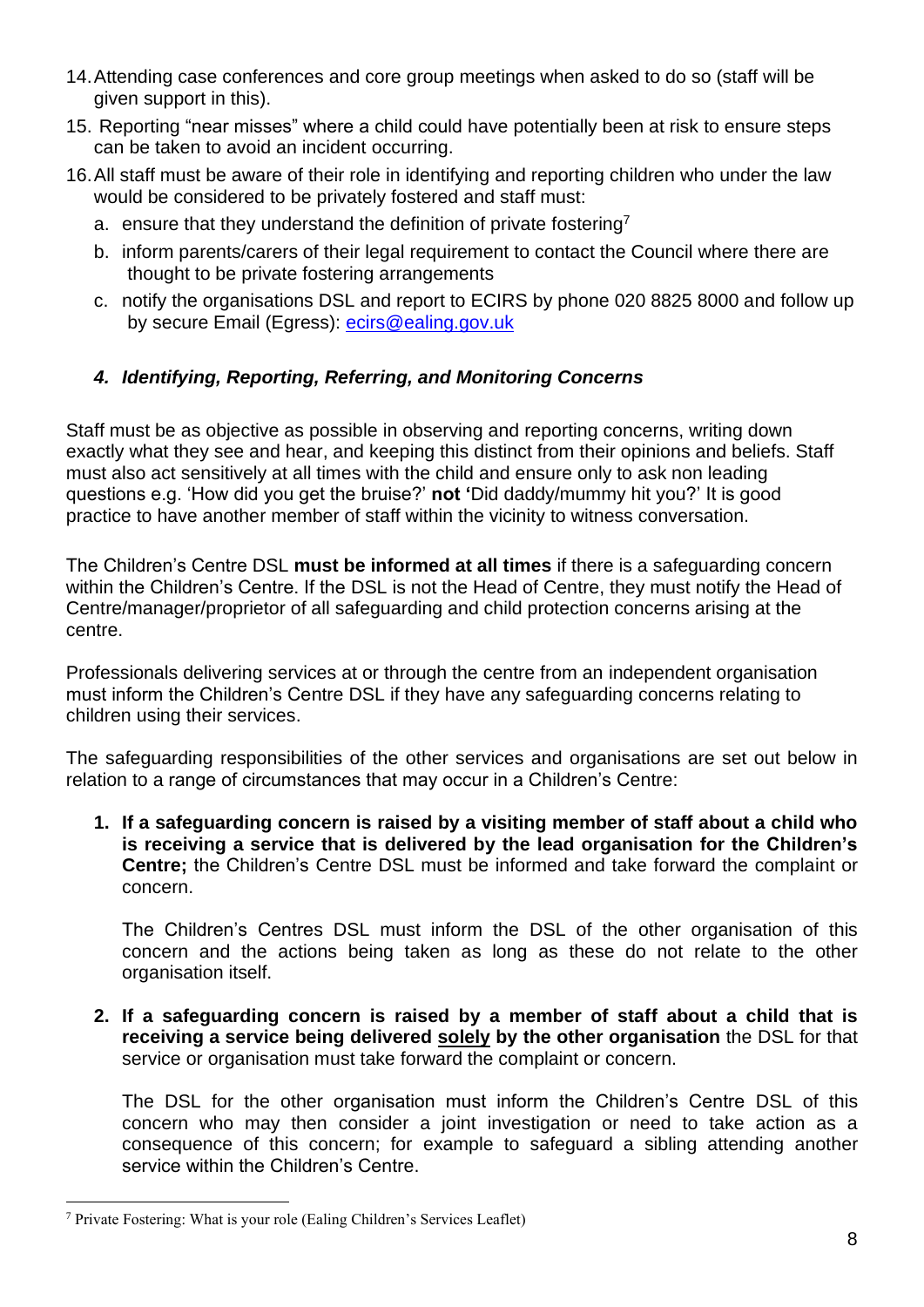14. Attending case conferences and core group meetings when asked to do so (staff will be given support in this).
15. Reporting "near misses" where a child could have potentially been at risk to ensure steps can be taken to avoid an incident occurring.
16. All staff must be aware of their role in identifying and reporting children who under the law would be considered to be privately fostered and staff must:
    a. ensure that they understand the definition of private fostering[7]
    b. inform parents/carers of their legal requirement to contact the Council where there are thought to be private fostering arrangements
    c. notify the organisations DSL and report to ECIRS by phone 020 8825 8000 and follow up by secure Email (Egress): [ecirs@ealing.gov.uk](mailto:ecirs@ealing.gov.uk)

### *4. Identifying, Reporting, Referring, and Monitoring Concerns*

Staff must be as objective as possible in observing and reporting concerns, writing down exactly what they see and hear, and keeping this distinct from their opinions and beliefs. Staff must also act sensitively at all times with the child and ensure only to ask non leading questions e.g. 'How did you get the bruise?' **not '**Did daddy/mummy hit you?' It is good practice to have another member of staff within the vicinity to witness conversation.

The Children's Centre DSL **must be informed at all times** if there is a safeguarding concern within the Children's Centre. If the DSL is not the Head of Centre, they must notify the Head of Centre/manager/proprietor of all safeguarding and child protection concerns arising at the centre.

Professionals delivering services at or through the centre from an independent organisation must inform the Children's Centre DSL if they have any safeguarding concerns relating to children using their services.

The safeguarding responsibilities of the other services and organisations are set out below in relation to a range of circumstances that may occur in a Children's Centre:

1. **If a safeguarding concern is raised by a visiting member of staff about a child who is receiving a service that is delivered by the lead organisation for the Children's Centre;** the Children's Centre DSL must be informed and take forward the complaint or concern.

   The Children's Centres DSL must inform the DSL of the other organisation of this concern and the actions being taken as long as these do not relate to the other organisation itself.

2. **If a safeguarding concern is raised by a member of staff about a child that is receiving a service being delivered <u>solely</u> by the other organisation** the DSL for that service or organisation must take forward the complaint or concern.

   The DSL for the other organisation must inform the Children's Centre DSL of this concern who may then consider a joint investigation or need to take action as a consequence of this concern; for example to safeguard a sibling attending another service within the Children's Centre.

[7] Private Fostering: What is your role (Ealing Children's Services Leaflet)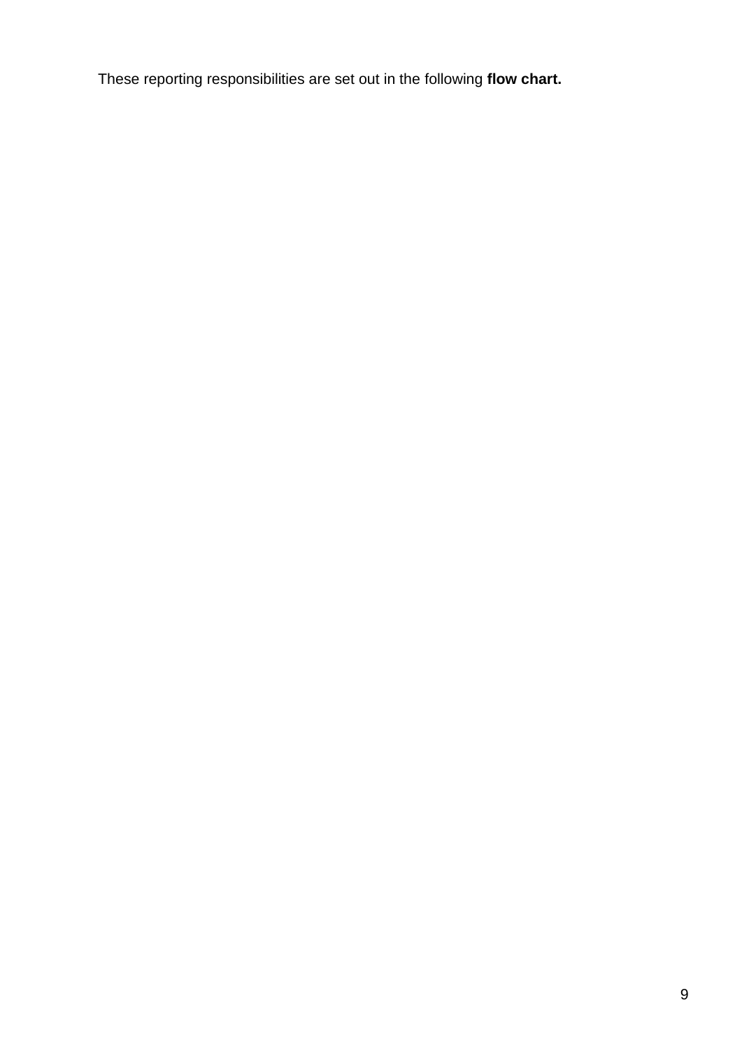These reporting responsibilities are set out in the following **flow chart.**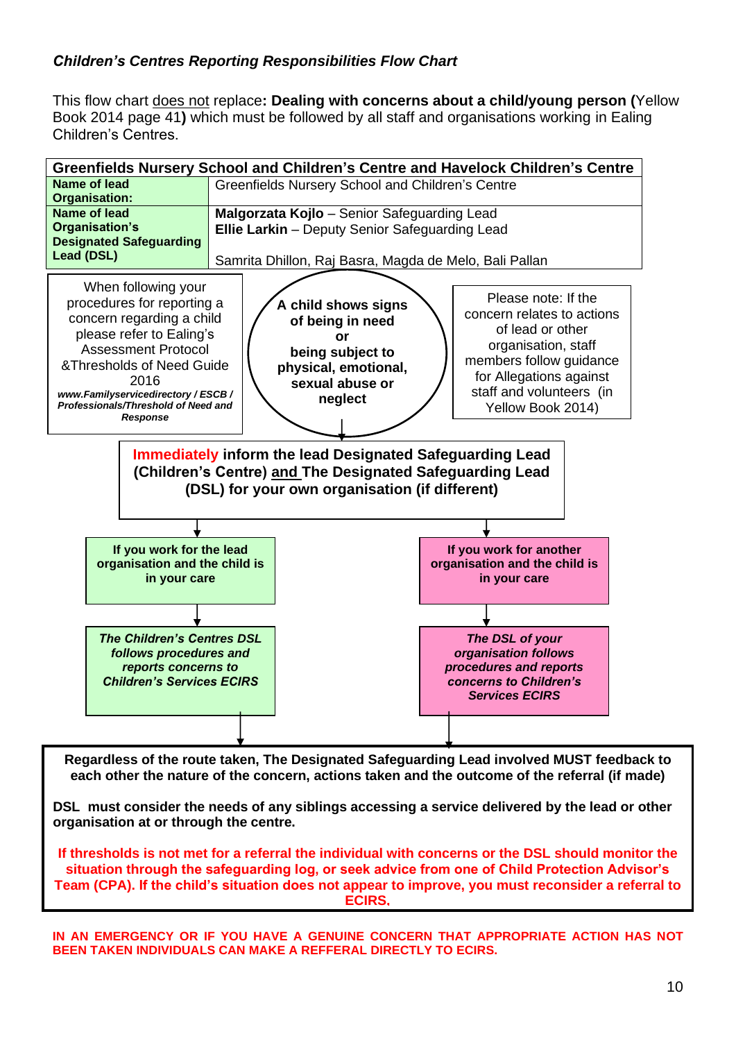***Children's Centres Reporting Responsibilities Flow Chart***

This flow chart does not replace**: Dealing with concerns about a child/young person (**Yellow Book 2014 page 41**)** which must be followed by all staff and organisations working in Ealing Children's Centres.

| **Greenfields Nursery School and Children's Centre and Havelock Children's Centre** | |
|---|---|
| **Name of lead Organisation:** | Greenfields Nursery School and Children's Centre |
| **Name of lead Organisation's Designated Safeguarding Lead (DSL)** | **Malgorzata Kojlo** – Senior Safeguarding Lead<br>**Ellie Larkin** – Deputy Senior Safeguarding Lead<br><br>Samrita Dhillon, Raj Basra, Magda de Melo, Bali Pallan |

When following your procedures for reporting a concern regarding a child please refer to Ealing's Assessment Protocol &Thresholds of Need Guide 2016
***www.Familyservicedirectory / ESCB / Professionals/Threshold of Need and Response***

**A child shows signs of being in need or being subject to physical, emotional, sexual abuse or neglect**

Please note: If the concern relates to actions of lead or other organisation, staff members follow guidance for Allegations against staff and volunteers (in Yellow Book 2014)

↓

**Immediately inform the lead Designated Safeguarding Lead (Children's Centre) and The Designated Safeguarding Lead (DSL) for your own organisation (if different)**

↓

**If you work for the lead organisation and the child is in your care**

↓

***The Children's Centres DSL follows procedures and reports concerns to Children's Services ECIRS***

**If you work for another organisation and the child is in your care**

↓

***The DSL of your organisation follows procedures and reports concerns to Children's Services ECIRS***

↓

**Regardless of the route taken, The Designated Safeguarding Lead involved MUST feedback to each other the nature of the concern, actions taken and the outcome of the referral (if made)**

**DSL must consider the needs of any siblings accessing a service delivered by the lead or other organisation at or through the centre.**

**If thresholds is not met for a referral the individual with concerns or the DSL should monitor the situation through the safeguarding log, or seek advice from one of Child Protection Advisor's Team (CPA). If the child's situation does not appear to improve, you must reconsider a referral to ECIRS.**

**IN AN EMERGENCY OR IF YOU HAVE A GENUINE CONCERN THAT APPROPRIATE ACTION HAS NOT BEEN TAKEN INDIVIDUALS CAN MAKE A REFFERAL DIRECTLY TO ECIRS.**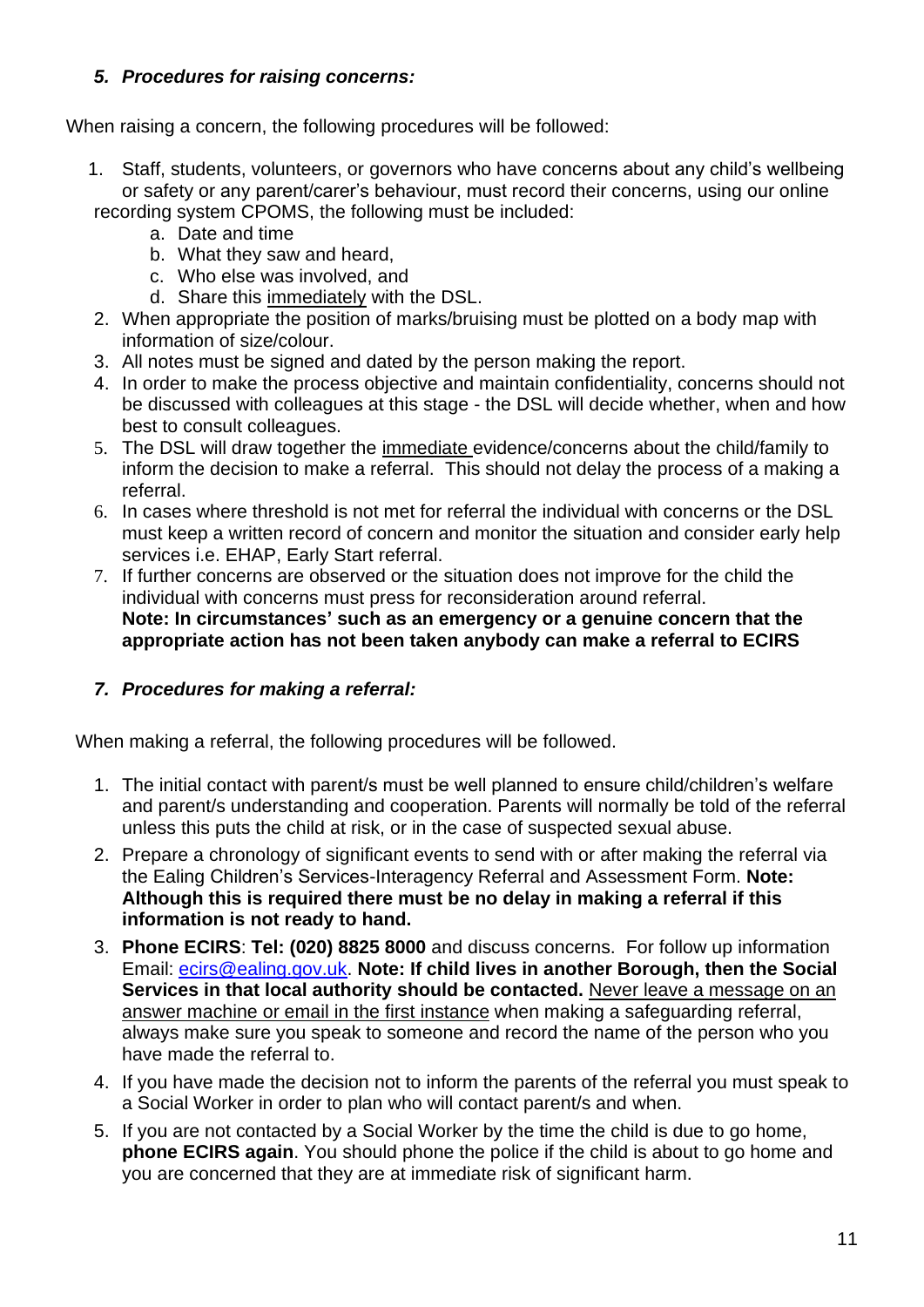### *5. Procedures for raising concerns:*

When raising a concern, the following procedures will be followed:

1. Staff, students, volunteers, or governors who have concerns about any child's wellbeing or safety or any parent/carer's behaviour, must record their concerns, using our online recording system CPOMS, the following must be included:
    a. Date and time
    b. What they saw and heard,
    c. Who else was involved, and
    d. Share this immediately with the DSL.
2. When appropriate the position of marks/bruising must be plotted on a body map with information of size/colour.
3. All notes must be signed and dated by the person making the report.
4. In order to make the process objective and maintain confidentiality, concerns should not be discussed with colleagues at this stage - the DSL will decide whether, when and how best to consult colleagues.
5. The DSL will draw together the immediate evidence/concerns about the child/family to inform the decision to make a referral. This should not delay the process of a making a referral.
6. In cases where threshold is not met for referral the individual with concerns or the DSL must keep a written record of concern and monitor the situation and consider early help services i.e. EHAP, Early Start referral.
7. If further concerns are observed or the situation does not improve for the child the individual with concerns must press for reconsideration around referral.
   **Note: In circumstances' such as an emergency or a genuine concern that the appropriate action has not been taken anybody can make a referral to ECIRS**

### *7. Procedures for making a referral:*

When making a referral, the following procedures will be followed.

1. The initial contact with parent/s must be well planned to ensure child/children's welfare and parent/s understanding and cooperation. Parents will normally be told of the referral unless this puts the child at risk, or in the case of suspected sexual abuse.
2. Prepare a chronology of significant events to send with or after making the referral via the Ealing Children's Services-Interagency Referral and Assessment Form. **Note: Although this is required there must be no delay in making a referral if this information is not ready to hand.**
3. **Phone ECIRS**: **Tel: (020) 8825 8000** and discuss concerns. For follow up information Email: [ecirs@ealing.gov.uk](mailto:ecirs@ealing.gov.uk). **Note: If child lives in another Borough, then the Social Services in that local authority should be contacted.** Never leave a message on an answer machine or email in the first instance when making a safeguarding referral, always make sure you speak to someone and record the name of the person who you have made the referral to.
4. If you have made the decision not to inform the parents of the referral you must speak to a Social Worker in order to plan who will contact parent/s and when.
5. If you are not contacted by a Social Worker by the time the child is due to go home, **phone ECIRS again**. You should phone the police if the child is about to go home and you are concerned that they are at immediate risk of significant harm.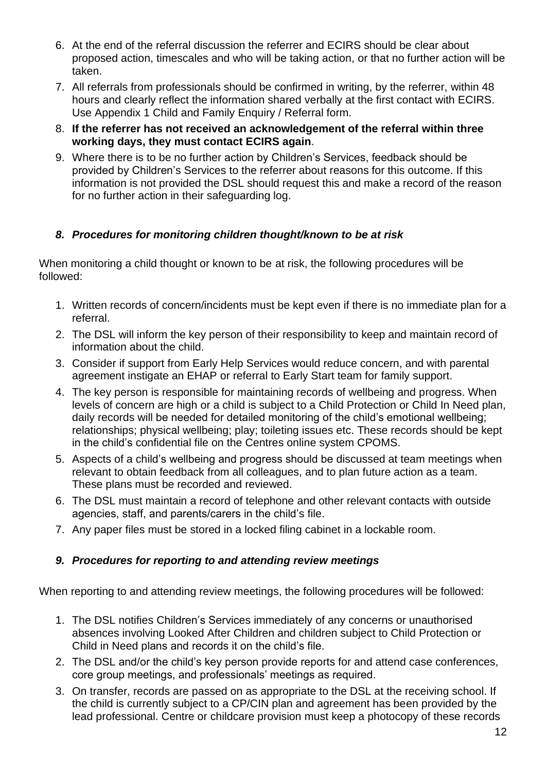6. At the end of the referral discussion the referrer and ECIRS should be clear about proposed action, timescales and who will be taking action, or that no further action will be taken.
7. All referrals from professionals should be confirmed in writing, by the referrer, within 48 hours and clearly reflect the information shared verbally at the first contact with ECIRS. Use Appendix 1 Child and Family Enquiry / Referral form.
8. **If the referrer has not received an acknowledgement of the referral within three working days, they must contact ECIRS again**.
9. Where there is to be no further action by Children's Services, feedback should be provided by Children's Services to the referrer about reasons for this outcome. If this information is not provided the DSL should request this and make a record of the reason for no further action in their safeguarding log.

### *8. Procedures for monitoring children thought/known to be at risk*

When monitoring a child thought or known to be at risk, the following procedures will be followed:

1. Written records of concern/incidents must be kept even if there is no immediate plan for a referral.
2. The DSL will inform the key person of their responsibility to keep and maintain record of information about the child.
3. Consider if support from Early Help Services would reduce concern, and with parental agreement instigate an EHAP or referral to Early Start team for family support.
4. The key person is responsible for maintaining records of wellbeing and progress. When levels of concern are high or a child is subject to a Child Protection or Child In Need plan, daily records will be needed for detailed monitoring of the child's emotional wellbeing; relationships; physical wellbeing; play; toileting issues etc. These records should be kept in the child's confidential file on the Centres online system CPOMS.
5. Aspects of a child's wellbeing and progress should be discussed at team meetings when relevant to obtain feedback from all colleagues, and to plan future action as a team. These plans must be recorded and reviewed.
6. The DSL must maintain a record of telephone and other relevant contacts with outside agencies, staff, and parents/carers in the child's file.
7. Any paper files must be stored in a locked filing cabinet in a lockable room.

### *9. Procedures for reporting to and attending review meetings*

When reporting to and attending review meetings, the following procedures will be followed:

1. The DSL notifies Children's Services immediately of any concerns or unauthorised absences involving Looked After Children and children subject to Child Protection or Child in Need plans and records it on the child's file.
2. The DSL and/or the child's key person provide reports for and attend case conferences, core group meetings, and professionals' meetings as required.
3. On transfer, records are passed on as appropriate to the DSL at the receiving school. If the child is currently subject to a CP/CIN plan and agreement has been provided by the lead professional. Centre or childcare provision must keep a photocopy of these records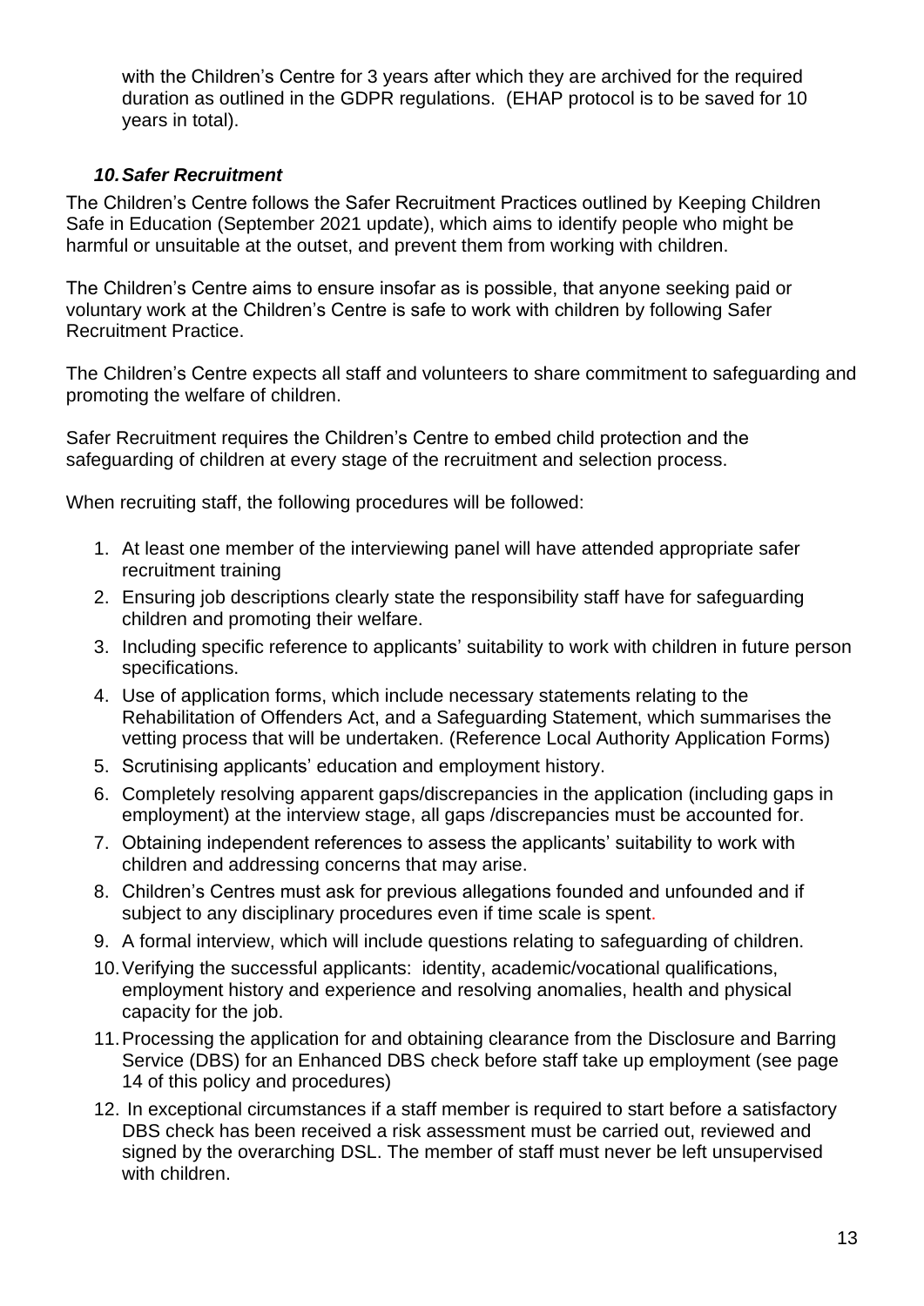with the Children's Centre for 3 years after which they are archived for the required duration as outlined in the GDPR regulations. (EHAP protocol is to be saved for 10 years in total).

### *10. Safer Recruitment*

The Children's Centre follows the Safer Recruitment Practices outlined by Keeping Children Safe in Education (September 2021 update), which aims to identify people who might be harmful or unsuitable at the outset, and prevent them from working with children.

The Children's Centre aims to ensure insofar as is possible, that anyone seeking paid or voluntary work at the Children's Centre is safe to work with children by following Safer Recruitment Practice.

The Children's Centre expects all staff and volunteers to share commitment to safeguarding and promoting the welfare of children.

Safer Recruitment requires the Children's Centre to embed child protection and the safeguarding of children at every stage of the recruitment and selection process.

When recruiting staff, the following procedures will be followed:

1. At least one member of the interviewing panel will have attended appropriate safer recruitment training
2. Ensuring job descriptions clearly state the responsibility staff have for safeguarding children and promoting their welfare.
3. Including specific reference to applicants' suitability to work with children in future person specifications.
4. Use of application forms, which include necessary statements relating to the Rehabilitation of Offenders Act, and a Safeguarding Statement, which summarises the vetting process that will be undertaken. (Reference Local Authority Application Forms)
5. Scrutinising applicants' education and employment history.
6. Completely resolving apparent gaps/discrepancies in the application (including gaps in employment) at the interview stage, all gaps /discrepancies must be accounted for.
7. Obtaining independent references to assess the applicants' suitability to work with children and addressing concerns that may arise.
8. Children's Centres must ask for previous allegations founded and unfounded and if subject to any disciplinary procedures even if time scale is spent.
9. A formal interview, which will include questions relating to safeguarding of children.
10. Verifying the successful applicants: identity, academic/vocational qualifications, employment history and experience and resolving anomalies, health and physical capacity for the job.
11. Processing the application for and obtaining clearance from the Disclosure and Barring Service (DBS) for an Enhanced DBS check before staff take up employment (see page 14 of this policy and procedures)
12. In exceptional circumstances if a staff member is required to start before a satisfactory DBS check has been received a risk assessment must be carried out, reviewed and signed by the overarching DSL. The member of staff must never be left unsupervised with children.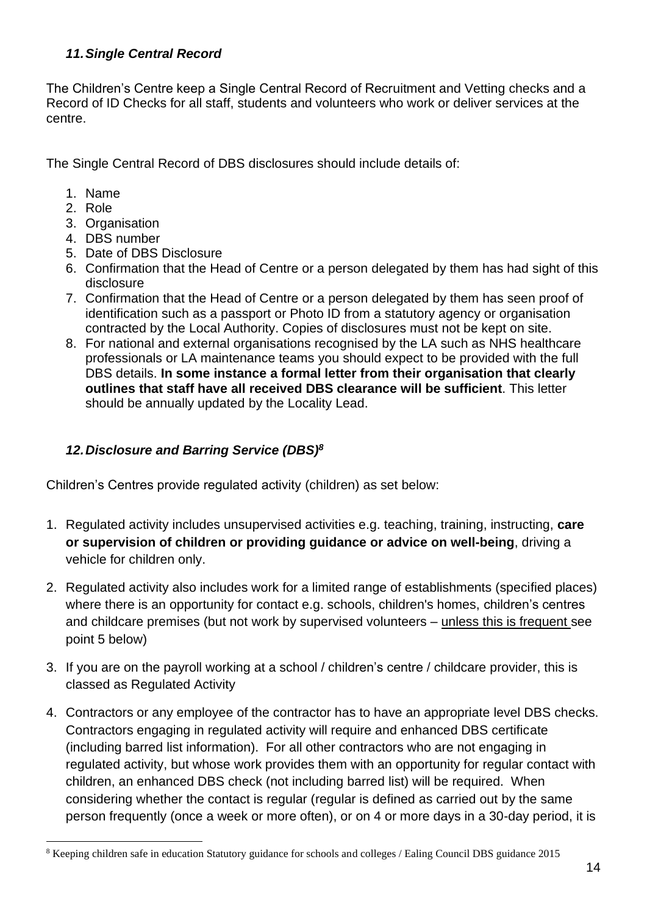### *11. Single Central Record*

The Children's Centre keep a Single Central Record of Recruitment and Vetting checks and a Record of ID Checks for all staff, students and volunteers who work or deliver services at the centre.

The Single Central Record of DBS disclosures should include details of:

1. Name
2. Role
3. Organisation
4. DBS number
5. Date of DBS Disclosure
6. Confirmation that the Head of Centre or a person delegated by them has had sight of this disclosure
7. Confirmation that the Head of Centre or a person delegated by them has seen proof of identification such as a passport or Photo ID from a statutory agency or organisation contracted by the Local Authority. Copies of disclosures must not be kept on site.
8. For national and external organisations recognised by the LA such as NHS healthcare professionals or LA maintenance teams you should expect to be provided with the full DBS details. **In some instance a formal letter from their organisation that clearly outlines that staff have all received DBS clearance will be sufficient**. This letter should be annually updated by the Locality Lead.

### *12. Disclosure and Barring Service (DBS)[8]*

Children's Centres provide regulated activity (children) as set below:

1. Regulated activity includes unsupervised activities e.g. teaching, training, instructing, **care or supervision of children or providing guidance or advice on well-being**, driving a vehicle for children only.

2. Regulated activity also includes work for a limited range of establishments (specified places) where there is an opportunity for contact e.g. schools, children's homes, children's centres and childcare premises (but not work by supervised volunteers – <u>unless this is frequent</u> see point 5 below)

3. If you are on the payroll working at a school / children's centre / childcare provider, this is classed as Regulated Activity

4. Contractors or any employee of the contractor has to have an appropriate level DBS checks. Contractors engaging in regulated activity will require and enhanced DBS certificate (including barred list information). For all other contractors who are not engaging in regulated activity, but whose work provides them with an opportunity for regular contact with children, an enhanced DBS check (not including barred list) will be required. When considering whether the contact is regular (regular is defined as carried out by the same person frequently (once a week or more often), or on 4 or more days in a 30-day period, it is

[8] Keeping children safe in education Statutory guidance for schools and colleges / Ealing Council DBS guidance 2015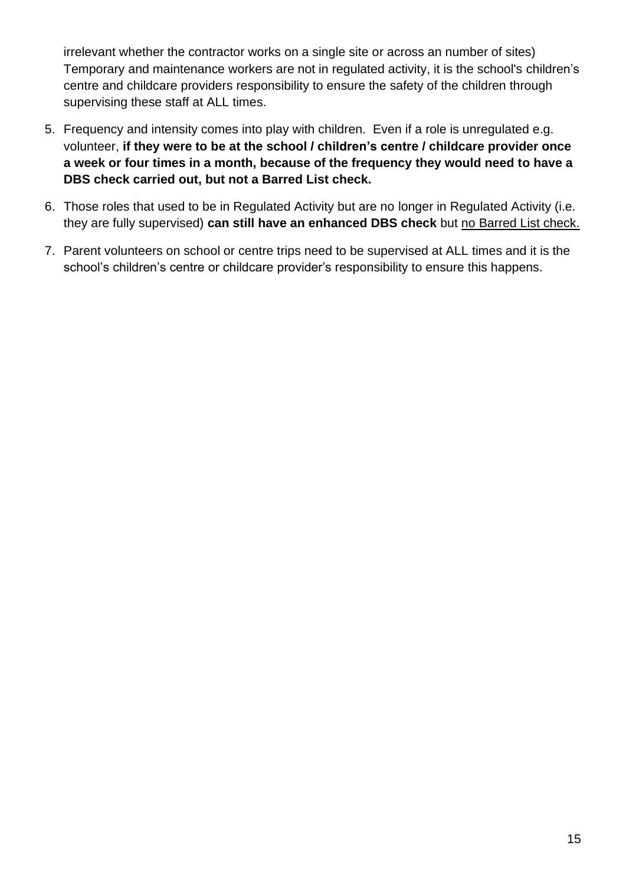irrelevant whether the contractor works on a single site or across an number of sites) Temporary and maintenance workers are not in regulated activity, it is the school's children's centre and childcare providers responsibility to ensure the safety of the children through supervising these staff at ALL times.

5. Frequency and intensity comes into play with children. Even if a role is unregulated e.g. volunteer, **if they were to be at the school / children's centre / childcare provider once a week or four times in a month, because of the frequency they would need to have a DBS check carried out, but not a Barred List check.**

6. Those roles that used to be in Regulated Activity but are no longer in Regulated Activity (i.e. they are fully supervised) **can still have an enhanced DBS check** but <u>no Barred List check.</u>

7. Parent volunteers on school or centre trips need to be supervised at ALL times and it is the school's children's centre or childcare provider's responsibility to ensure this happens.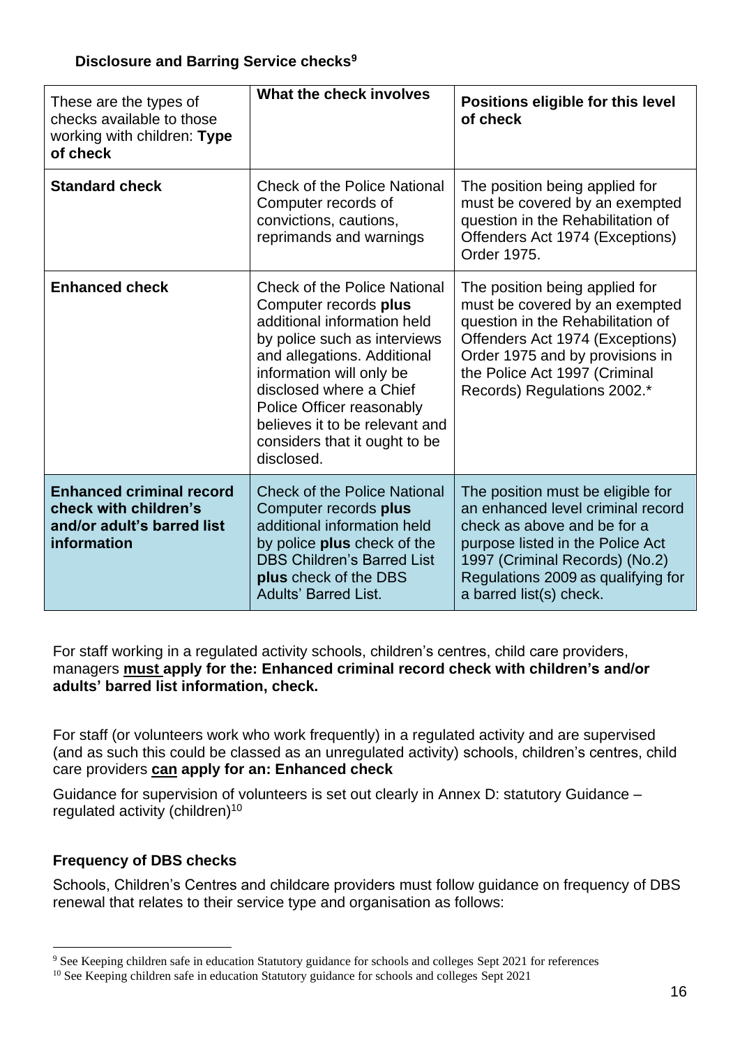**Disclosure and Barring Service checks**[9]

| These are the types of checks available to those working with children: **Type of check** | **What the check involves** | **Positions eligible for this level of check** |
|---|---|---|
| **Standard check** | Check of the Police National Computer records of convictions, cautions, reprimands and warnings | The position being applied for must be covered by an exempted question in the Rehabilitation of Offenders Act 1974 (Exceptions) Order 1975. |
| **Enhanced check** | Check of the Police National Computer records **plus** additional information held by police such as interviews and allegations. Additional information will only be disclosed where a Chief Police Officer reasonably believes it to be relevant and considers that it ought to be disclosed. | The position being applied for must be covered by an exempted question in the Rehabilitation of Offenders Act 1974 (Exceptions) Order 1975 and by provisions in the Police Act 1997 (Criminal Records) Regulations 2002.* |
| **Enhanced criminal record check with children's and/or adult's barred list information** | Check of the Police National Computer records **plus** additional information held by police **plus** check of the DBS Children's Barred List **plus** check of the DBS Adults' Barred List. | The position must be eligible for an enhanced level criminal record check as above and be for a purpose listed in the Police Act 1997 (Criminal Records) (No.2) Regulations 2009 as qualifying for a barred list(s) check. |

For staff working in a regulated activity schools, children's centres, child care providers, managers **must apply for the: Enhanced criminal record check with children's and/or adults' barred list information, check.**

For staff (or volunteers work who work frequently) in a regulated activity and are supervised (and as such this could be classed as an unregulated activity) schools, children's centres, child care providers **can apply for an: Enhanced check**

Guidance for supervision of volunteers is set out clearly in Annex D: statutory Guidance – regulated activity (children)[10]

**Frequency of DBS checks**

Schools, Children's Centres and childcare providers must follow guidance on frequency of DBS renewal that relates to their service type and organisation as follows:

[9] See Keeping children safe in education Statutory guidance for schools and colleges Sept 2021 for references

[10] See Keeping children safe in education Statutory guidance for schools and colleges Sept 2021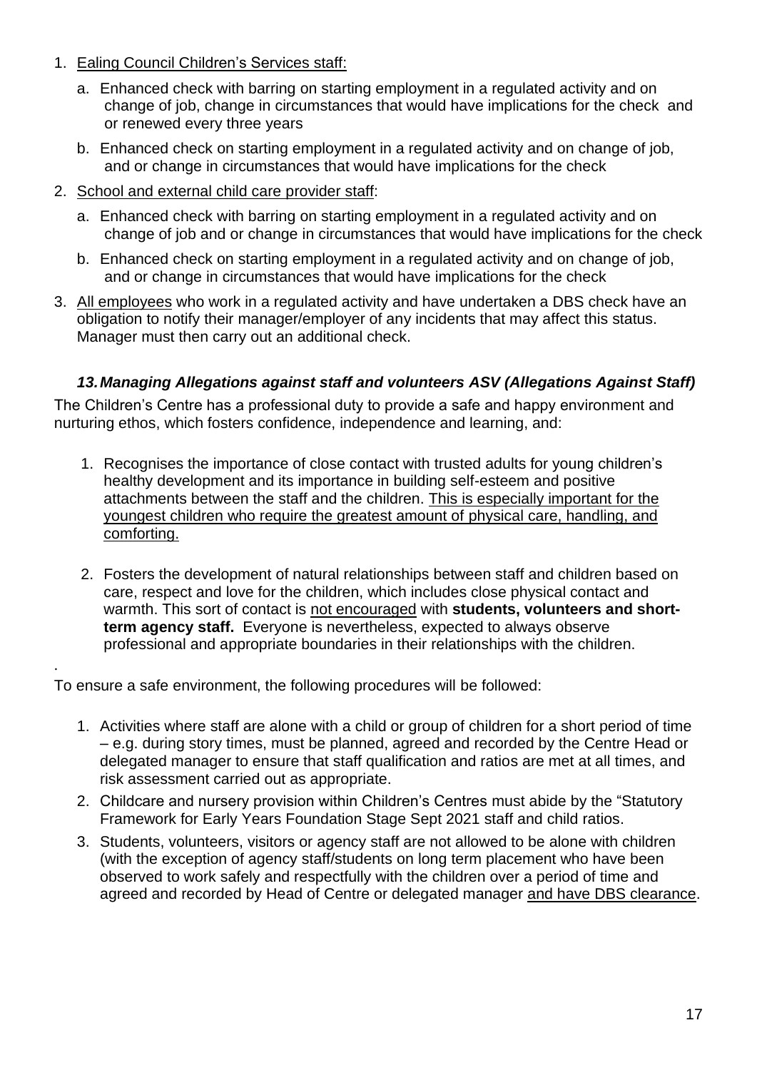1. Ealing Council Children's Services staff:
   a. Enhanced check with barring on starting employment in a regulated activity and on change of job, change in circumstances that would have implications for the check and or renewed every three years
   b. Enhanced check on starting employment in a regulated activity and on change of job, and or change in circumstances that would have implications for the check
2. School and external child care provider staff:
   a. Enhanced check with barring on starting employment in a regulated activity and on change of job and or change in circumstances that would have implications for the check
   b. Enhanced check on starting employment in a regulated activity and on change of job, and or change in circumstances that would have implications for the check
3. All employees who work in a regulated activity and have undertaken a DBS check have an obligation to notify their manager/employer of any incidents that may affect this status. Manager must then carry out an additional check.

### *13. Managing Allegations against staff and volunteers ASV (Allegations Against Staff)*

The Children's Centre has a professional duty to provide a safe and happy environment and nurturing ethos, which fosters confidence, independence and learning, and:

1. Recognises the importance of close contact with trusted adults for young children's healthy development and its importance in building self-esteem and positive attachments between the staff and the children. This is especially important for the youngest children who require the greatest amount of physical care, handling, and comforting.

2. Fosters the development of natural relationships between staff and children based on care, respect and love for the children, which includes close physical contact and warmth. This sort of contact is not encouraged with **students, volunteers and short-term agency staff.** Everyone is nevertheless, expected to always observe professional and appropriate boundaries in their relationships with the children.

.

To ensure a safe environment, the following procedures will be followed:

1. Activities where staff are alone with a child or group of children for a short period of time – e.g. during story times, must be planned, agreed and recorded by the Centre Head or delegated manager to ensure that staff qualification and ratios are met at all times, and risk assessment carried out as appropriate.
2. Childcare and nursery provision within Children's Centres must abide by the "Statutory Framework for Early Years Foundation Stage Sept 2021 staff and child ratios.
3. Students, volunteers, visitors or agency staff are not allowed to be alone with children (with the exception of agency staff/students on long term placement who have been observed to work safely and respectfully with the children over a period of time and agreed and recorded by Head of Centre or delegated manager and have DBS clearance.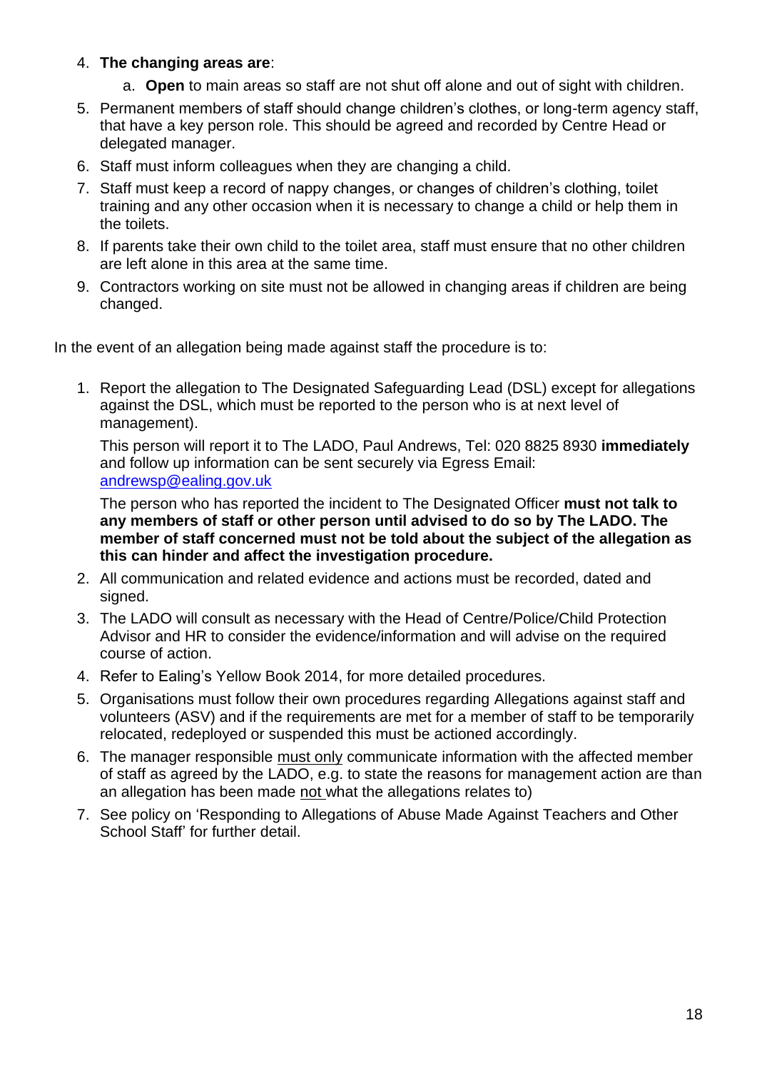4. **The changing areas are**:
    a. **Open** to main areas so staff are not shut off alone and out of sight with children.
5. Permanent members of staff should change children's clothes, or long-term agency staff, that have a key person role. This should be agreed and recorded by Centre Head or delegated manager.
6. Staff must inform colleagues when they are changing a child.
7. Staff must keep a record of nappy changes, or changes of children's clothing, toilet training and any other occasion when it is necessary to change a child or help them in the toilets.
8. If parents take their own child to the toilet area, staff must ensure that no other children are left alone in this area at the same time.
9. Contractors working on site must not be allowed in changing areas if children are being changed.

In the event of an allegation being made against staff the procedure is to:

1. Report the allegation to The Designated Safeguarding Lead (DSL) except for allegations against the DSL, which must be reported to the person who is at next level of management).

   This person will report it to The LADO, Paul Andrews, Tel: 020 8825 8930 **immediately** and follow up information can be sent securely via Egress Email: [andrewsp@ealing.gov.uk](mailto:andrewsp@ealing.gov.uk)

   The person who has reported the incident to The Designated Officer **must not talk to any members of staff or other person until advised to do so by The LADO. The member of staff concerned must not be told about the subject of the allegation as this can hinder and affect the investigation procedure.**
2. All communication and related evidence and actions must be recorded, dated and signed.
3. The LADO will consult as necessary with the Head of Centre/Police/Child Protection Advisor and HR to consider the evidence/information and will advise on the required course of action.
4. Refer to Ealing's Yellow Book 2014, for more detailed procedures.
5. Organisations must follow their own procedures regarding Allegations against staff and volunteers (ASV) and if the requirements are met for a member of staff to be temporarily relocated, redeployed or suspended this must be actioned accordingly.
6. The manager responsible <u>must only</u> communicate information with the affected member of staff as agreed by the LADO, e.g. to state the reasons for management action are than an allegation has been made <u>not</u> what the allegations relates to)
7. See policy on 'Responding to Allegations of Abuse Made Against Teachers and Other School Staff' for further detail.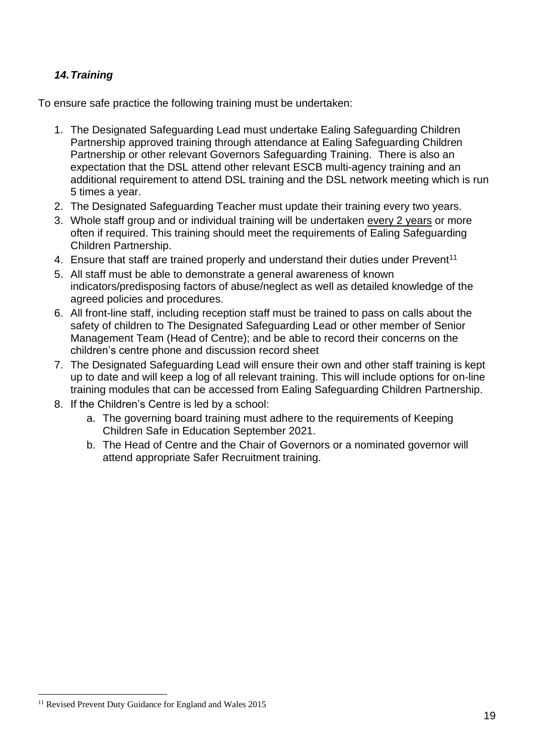### *14. Training*

To ensure safe practice the following training must be undertaken:

1. The Designated Safeguarding Lead must undertake Ealing Safeguarding Children Partnership approved training through attendance at Ealing Safeguarding Children Partnership or other relevant Governors Safeguarding Training. There is also an expectation that the DSL attend other relevant ESCB multi-agency training and an additional requirement to attend DSL training and the DSL network meeting which is run 5 times a year.
2. The Designated Safeguarding Teacher must update their training every two years.
3. Whole staff group and or individual training will be undertaken every 2 years or more often if required. This training should meet the requirements of Ealing Safeguarding Children Partnership.
4. Ensure that staff are trained properly and understand their duties under Prevent[11]
5. All staff must be able to demonstrate a general awareness of known indicators/predisposing factors of abuse/neglect as well as detailed knowledge of the agreed policies and procedures.
6. All front-line staff, including reception staff must be trained to pass on calls about the safety of children to The Designated Safeguarding Lead or other member of Senior Management Team (Head of Centre); and be able to record their concerns on the children's centre phone and discussion record sheet
7. The Designated Safeguarding Lead will ensure their own and other staff training is kept up to date and will keep a log of all relevant training. This will include options for on-line training modules that can be accessed from Ealing Safeguarding Children Partnership.
8. If the Children's Centre is led by a school:
   a. The governing board training must adhere to the requirements of Keeping Children Safe in Education September 2021.
   b. The Head of Centre and the Chair of Governors or a nominated governor will attend appropriate Safer Recruitment training.

[11] Revised Prevent Duty Guidance for England and Wales 2015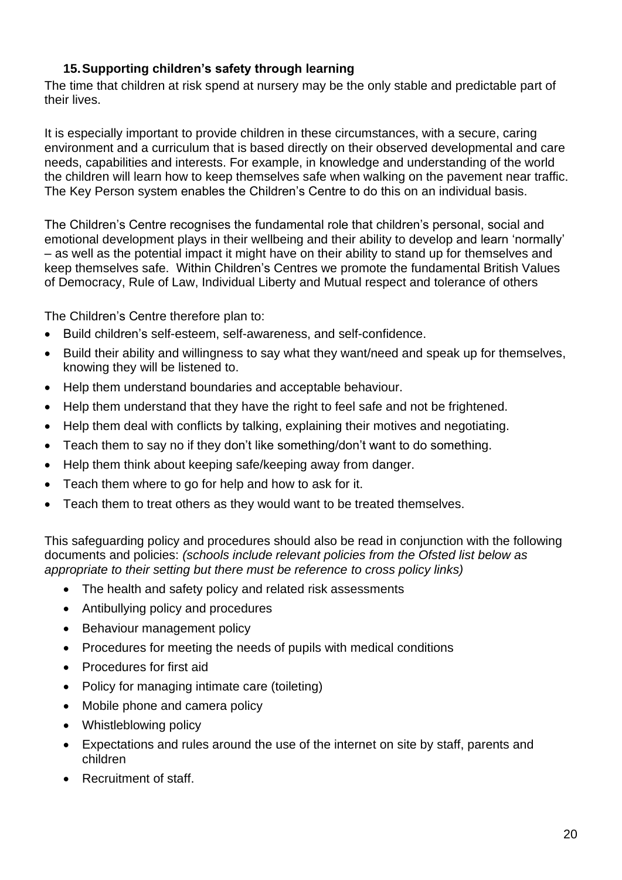## 15. Supporting children's safety through learning

The time that children at risk spend at nursery may be the only stable and predictable part of their lives.

It is especially important to provide children in these circumstances, with a secure, caring environment and a curriculum that is based directly on their observed developmental and care needs, capabilities and interests. For example, in knowledge and understanding of the world the children will learn how to keep themselves safe when walking on the pavement near traffic. The Key Person system enables the Children's Centre to do this on an individual basis.

The Children's Centre recognises the fundamental role that children's personal, social and emotional development plays in their wellbeing and their ability to develop and learn 'normally' – as well as the potential impact it might have on their ability to stand up for themselves and keep themselves safe. Within Children's Centres we promote the fundamental British Values of Democracy, Rule of Law, Individual Liberty and Mutual respect and tolerance of others

The Children's Centre therefore plan to:

- Build children's self-esteem, self-awareness, and self-confidence.
- Build their ability and willingness to say what they want/need and speak up for themselves, knowing they will be listened to.
- Help them understand boundaries and acceptable behaviour.
- Help them understand that they have the right to feel safe and not be frightened.
- Help them deal with conflicts by talking, explaining their motives and negotiating.
- Teach them to say no if they don't like something/don't want to do something.
- Help them think about keeping safe/keeping away from danger.
- Teach them where to go for help and how to ask for it.
- Teach them to treat others as they would want to be treated themselves.

This safeguarding policy and procedures should also be read in conjunction with the following documents and policies: *(schools include relevant policies from the Ofsted list below as appropriate to their setting but there must be reference to cross policy links)*

- The health and safety policy and related risk assessments
- Antibullying policy and procedures
- Behaviour management policy
- Procedures for meeting the needs of pupils with medical conditions
- Procedures for first aid
- Policy for managing intimate care (toileting)
- Mobile phone and camera policy
- Whistleblowing policy
- Expectations and rules around the use of the internet on site by staff, parents and children
- Recruitment of staff.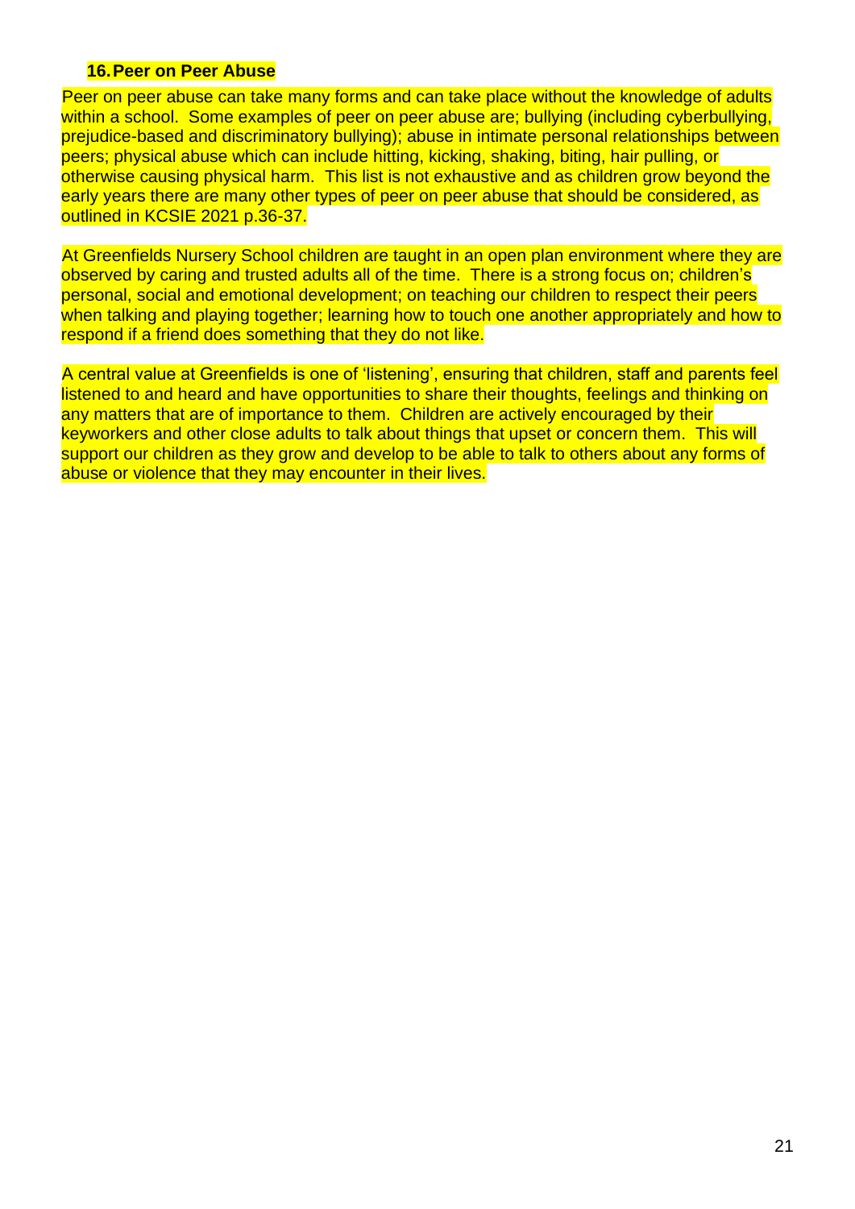## 16. Peer on Peer Abuse

Peer on peer abuse can take many forms and can take place without the knowledge of adults within a school. Some examples of peer on peer abuse are; bullying (including cyberbullying, prejudice-based and discriminatory bullying); abuse in intimate personal relationships between peers; physical abuse which can include hitting, kicking, shaking, biting, hair pulling, or otherwise causing physical harm. This list is not exhaustive and as children grow beyond the early years there are many other types of peer on peer abuse that should be considered, as outlined in KCSIE 2021 p.36-37.

At Greenfields Nursery School children are taught in an open plan environment where they are observed by caring and trusted adults all of the time. There is a strong focus on; children's personal, social and emotional development; on teaching our children to respect their peers when talking and playing together; learning how to touch one another appropriately and how to respond if a friend does something that they do not like.

A central value at Greenfields is one of 'listening', ensuring that children, staff and parents feel listened to and heard and have opportunities to share their thoughts, feelings and thinking on any matters that are of importance to them. Children are actively encouraged by their keyworkers and other close adults to talk about things that upset or concern them. This will support our children as they grow and develop to be able to talk to others about any forms of abuse or violence that they may encounter in their lives.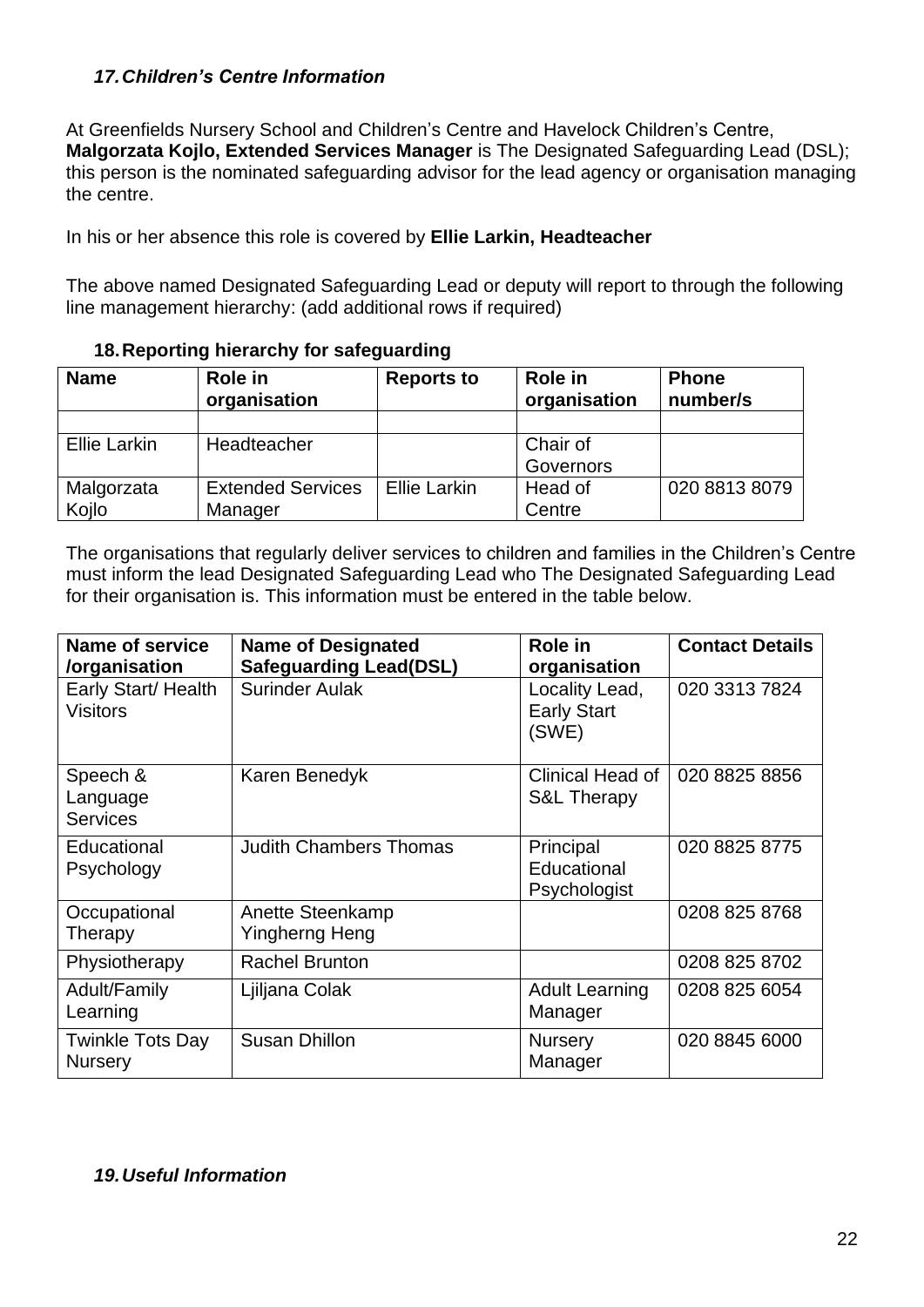### *17. Children's Centre Information*

At Greenfields Nursery School and Children's Centre and Havelock Children's Centre, **Malgorzata Kojlo, Extended Services Manager** is The Designated Safeguarding Lead (DSL); this person is the nominated safeguarding advisor for the lead agency or organisation managing the centre.

In his or her absence this role is covered by **Ellie Larkin, Headteacher**

The above named Designated Safeguarding Lead or deputy will report to through the following line management hierarchy: (add additional rows if required)

### 18. Reporting hierarchy for safeguarding

| Name | Role in organisation | Reports to | Role in organisation | Phone number/s |
|---|---|---|---|---|
| | | | | |
| Ellie Larkin | Headteacher | | Chair of Governors | |
| Malgorzata Kojlo | Extended Services Manager | Ellie Larkin | Head of Centre | 020 8813 8079 |

The organisations that regularly deliver services to children and families in the Children's Centre must inform the lead Designated Safeguarding Lead who The Designated Safeguarding Lead for their organisation is. This information must be entered in the table below.

| Name of service /organisation | Name of Designated Safeguarding Lead(DSL) | Role in organisation | Contact Details |
|---|---|---|---|
| Early Start/ Health Visitors | Surinder Aulak | Locality Lead, Early Start (SWE) | 020 3313 7824 |
| Speech & Language Services | Karen Benedyk | Clinical Head of S&L Therapy | 020 8825 8856 |
| Educational Psychology | Judith Chambers Thomas | Principal Educational Psychologist | 020 8825 8775 |
| Occupational Therapy | Anette Steenkamp Yingherng Heng | | 0208 825 8768 |
| Physiotherapy | Rachel Brunton | | 0208 825 8702 |
| Adult/Family Learning | Ljiljana Colak | Adult Learning Manager | 0208 825 6054 |
| Twinkle Tots Day Nursery | Susan Dhillon | Nursery Manager | 020 8845 6000 |

### *19. Useful Information*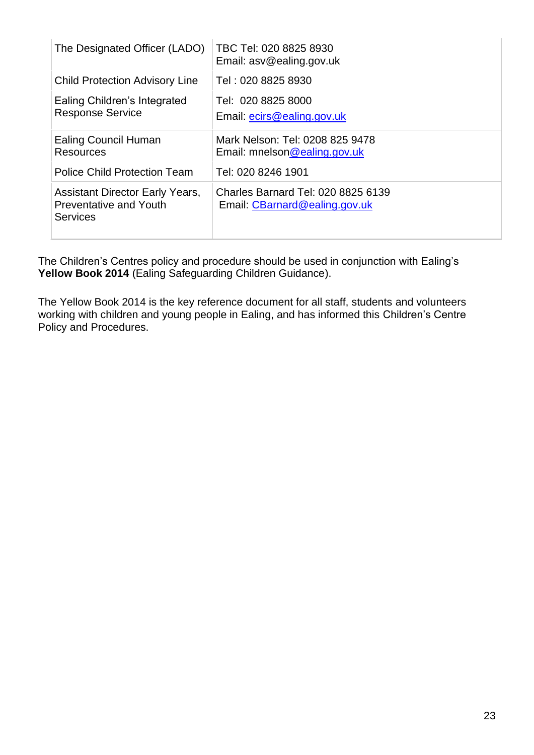| | |
|---|---|
| The Designated Officer (LADO) | TBC Tel: 020 8825 8930<br>Email: asv@ealing.gov.uk |
| Child Protection Advisory Line | Tel : 020 8825 8930 |
| Ealing Children's Integrated Response Service | Tel: 020 8825 8000<br>Email: ecirs@ealing.gov.uk |
| Ealing Council Human Resources | Mark Nelson: Tel: 0208 825 9478<br>Email: mnelson@ealing.gov.uk |
| Police Child Protection Team | Tel: 020 8246 1901 |
| Assistant Director Early Years, Preventative and Youth Services | Charles Barnard Tel: 020 8825 6139<br>Email: CBarnard@ealing.gov.uk |

The Children's Centres policy and procedure should be used in conjunction with Ealing's **Yellow Book 2014** (Ealing Safeguarding Children Guidance).

The Yellow Book 2014 is the key reference document for all staff, students and volunteers working with children and young people in Ealing, and has informed this Children's Centre Policy and Procedures.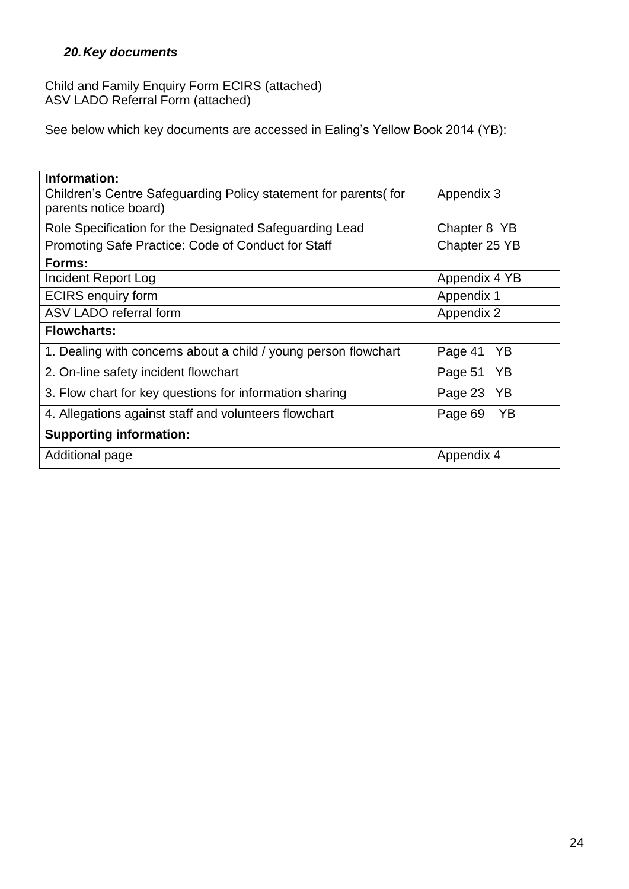### *20. Key documents*

Child and Family Enquiry Form ECIRS (attached)
ASV LADO Referral Form (attached)

See below which key documents are accessed in Ealing's Yellow Book 2014 (YB):

| **Information:** | |
|---|---|
| Children's Centre Safeguarding Policy statement for parents( for parents notice board) | Appendix 3 |
| Role Specification for the Designated Safeguarding Lead | Chapter 8 YB |
| Promoting Safe Practice: Code of Conduct for Staff | Chapter 25 YB |
| **Forms:** | |
| Incident Report Log | Appendix 4 YB |
| ECIRS enquiry form | Appendix 1 |
| ASV LADO referral form | Appendix 2 |
| **Flowcharts:** | |
| 1. Dealing with concerns about a child / young person flowchart | Page 41 YB |
| 2. On-line safety incident flowchart | Page 51 YB |
| 3. Flow chart for key questions for information sharing | Page 23 YB |
| 4. Allegations against staff and volunteers flowchart | Page 69 YB |
| **Supporting information:** | |
| Additional page | Appendix 4 |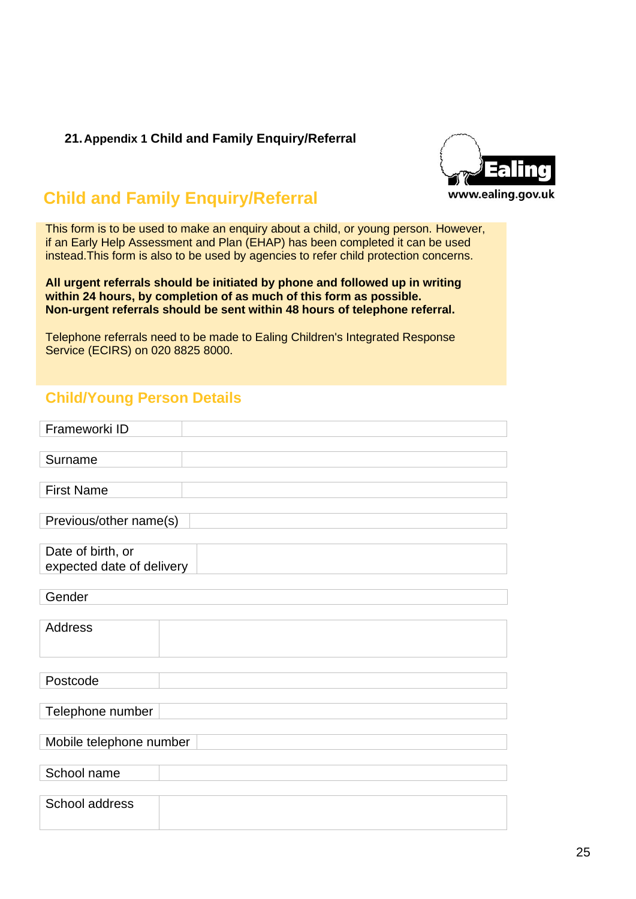## 21. Appendix 1 Child and Family Enquiry/Referral

www.ealing.gov.uk

# Child and Family Enquiry/Referral

This form is to be used to make an enquiry about a child, or young person. However, if an Early Help Assessment and Plan (EHAP) has been completed it can be used instead.This form is also to be used by agencies to refer child protection concerns.

**All urgent referrals should be initiated by phone and followed up in writing within 24 hours, by completion of as much of this form as possible. Non-urgent referrals should be sent within 48 hours of telephone referral.**

Telephone referrals need to be made to Ealing Children's Integrated Response Service (ECIRS) on 020 8825 8000.

## Child/Young Person Details

| Frameworki ID | |
|---|---|
| Surname | |
| First Name | |
| Previous/other name(s) | |
| Date of birth, or expected date of delivery | |
| Gender | |
| Address | |
| Postcode | |
| Telephone number | |
| Mobile telephone number | |
| School name | |
| School address | |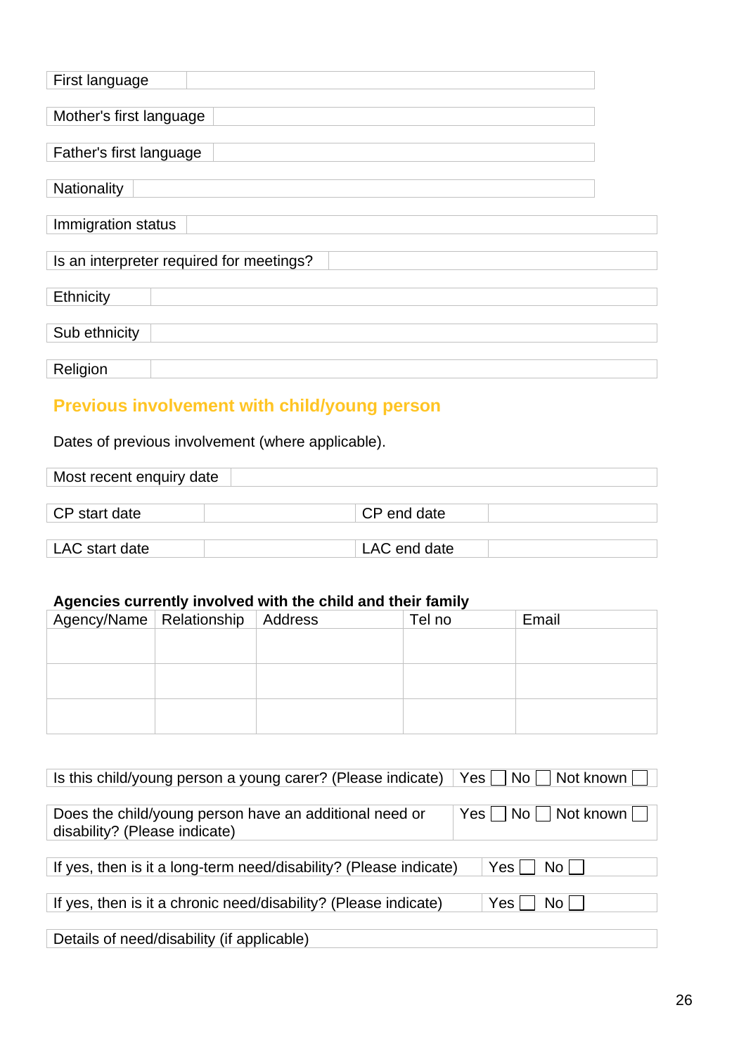| First language | |
|---|---|

| Mother's first language | |
|---|---|

| Father's first language | |
|---|---|

| Nationality | |
|---|---|

| Immigration status | |
|---|---|

| Is an interpreter required for meetings? | |
|---|---|

| Ethnicity | |
|---|---|

| Sub ethnicity | |
|---|---|

| Religion | |
|---|---|

## Previous involvement with child/young person

Dates of previous involvement (where applicable).

| Most recent enquiry date | |
|---|---|

| CP start date | | CP end date | |
|---|---|---|---|

| LAC start date | | LAC end date | |
|---|---|---|---|

**Agencies currently involved with the child and their family**

| Agency/Name | Relationship | Address | Tel no | Email |
|---|---|---|---|---|
| | | | | |
| | | | | |
| | | | | |

| Is this child/young person a young carer? (Please indicate) | Yes ☐ No ☐ Not known ☐ |
|---|---|

| Does the child/young person have an additional need or disability? (Please indicate) | Yes ☐ No ☐ Not known ☐ |
|---|---|

| If yes, then is it a long-term need/disability? (Please indicate) | Yes ☐ No ☐ |
|---|---|

| If yes, then is it a chronic need/disability? (Please indicate) | Yes ☐ No ☐ |
|---|---|

| Details of need/disability (if applicable) |
|---|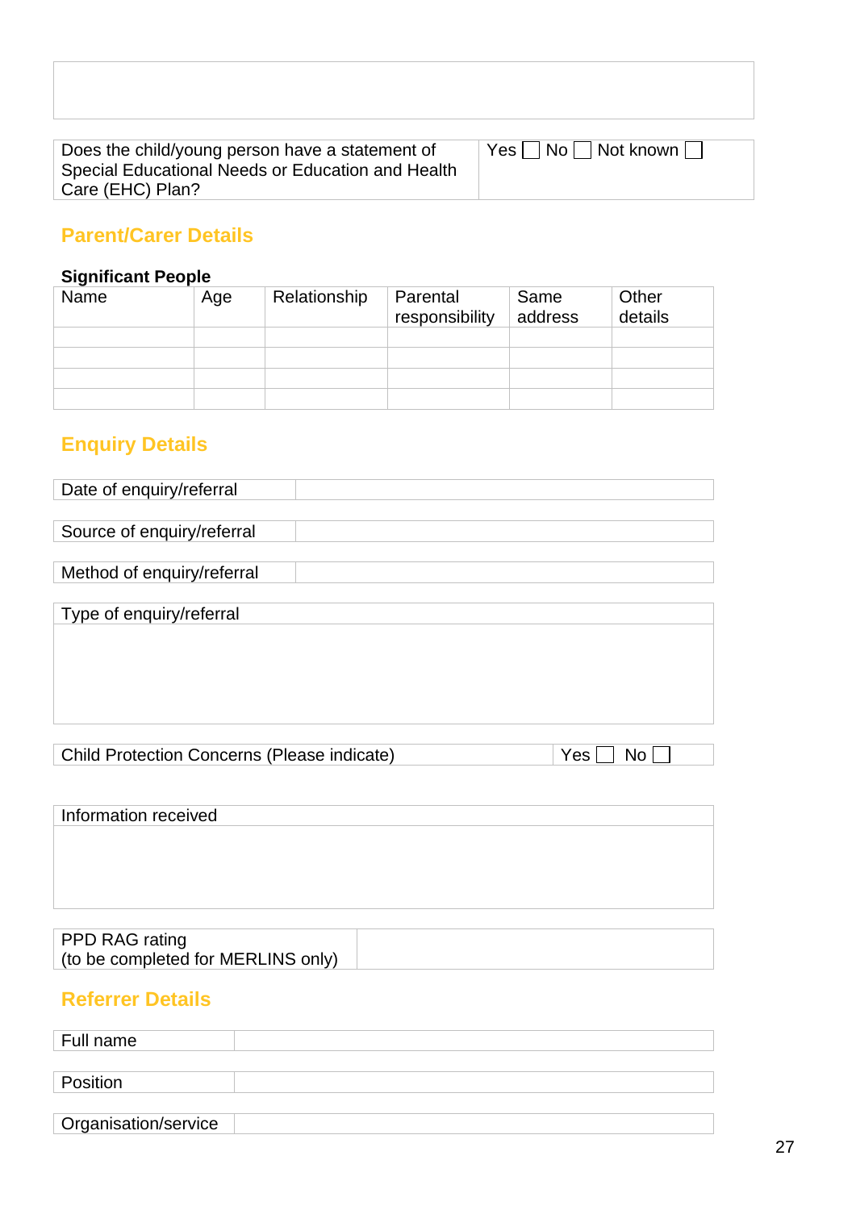| |
|---|
| |

| Does the child/young person have a statement of Special Educational Needs or Education and Health Care (EHC) Plan? | Yes ☐ No ☐ Not known ☐ |
|---|---|

## Parent/Carer Details

**Significant People**

| Name | Age | Relationship | Parental responsibility | Same address | Other details |
|---|---|---|---|---|---|
| | | | | | |
| | | | | | |
| | | | | | |
| | | | | | |

## Enquiry Details

| Date of enquiry/referral | |
|---|---|

| Source of enquiry/referral | |
|---|---|

| Method of enquiry/referral | |
|---|---|

| Type of enquiry/referral |
|---|
| |

| Child Protection Concerns (Please indicate) | Yes ☐ No ☐ |
|---|---|

| Information received |
|---|
| |

| PPD RAG rating (to be completed for MERLINS only) | |
|---|---|

## Referrer Details

| Full name | |
|---|---|

| Position | |
|---|---|

| Organisation/service | |
|---|---|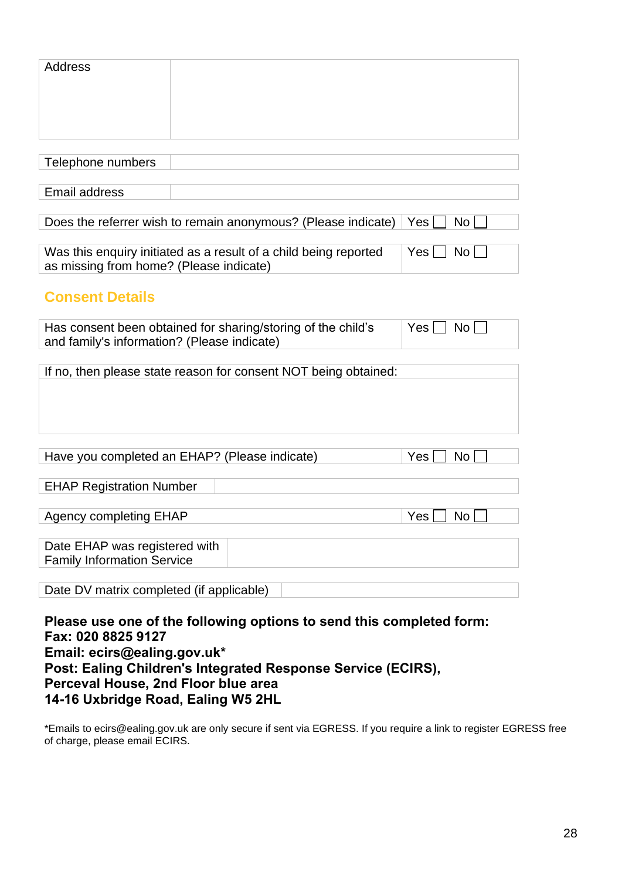| Address | |
|---|---|

| Telephone numbers | |
|---|---|

| Email address | |
|---|---|

| Does the referrer wish to remain anonymous? (Please indicate) | Yes ☐ No ☐ |
|---|---|

| Was this enquiry initiated as a result of a child being reported as missing from home? (Please indicate) | Yes ☐ No ☐ |
|---|---|

## Consent Details

| Has consent been obtained for sharing/storing of the child's and family's information? (Please indicate) | Yes ☐ No ☐ |
|---|---|

| If no, then please state reason for consent NOT being obtained: |
|---|
| |

| Have you completed an EHAP? (Please indicate) | Yes ☐ No ☐ |
|---|---|

| EHAP Registration Number | |
|---|---|

| Agency completing EHAP | Yes ☐ No ☐ |
|---|---|

| Date EHAP was registered with Family Information Service | |
|---|---|

| Date DV matrix completed (if applicable) | |
|---|---|

**Please use one of the following options to send this completed form:**
**Fax: 020 8825 9127**
**Email: ecirs@ealing.gov.uk***
**Post: Ealing Children's Integrated Response Service (ECIRS), Perceval House, 2nd Floor blue area**
**14-16 Uxbridge Road, Ealing W5 2HL**

*Emails to ecirs@ealing.gov.uk are only secure if sent via EGRESS. If you require a link to register EGRESS free of charge, please email ECIRS.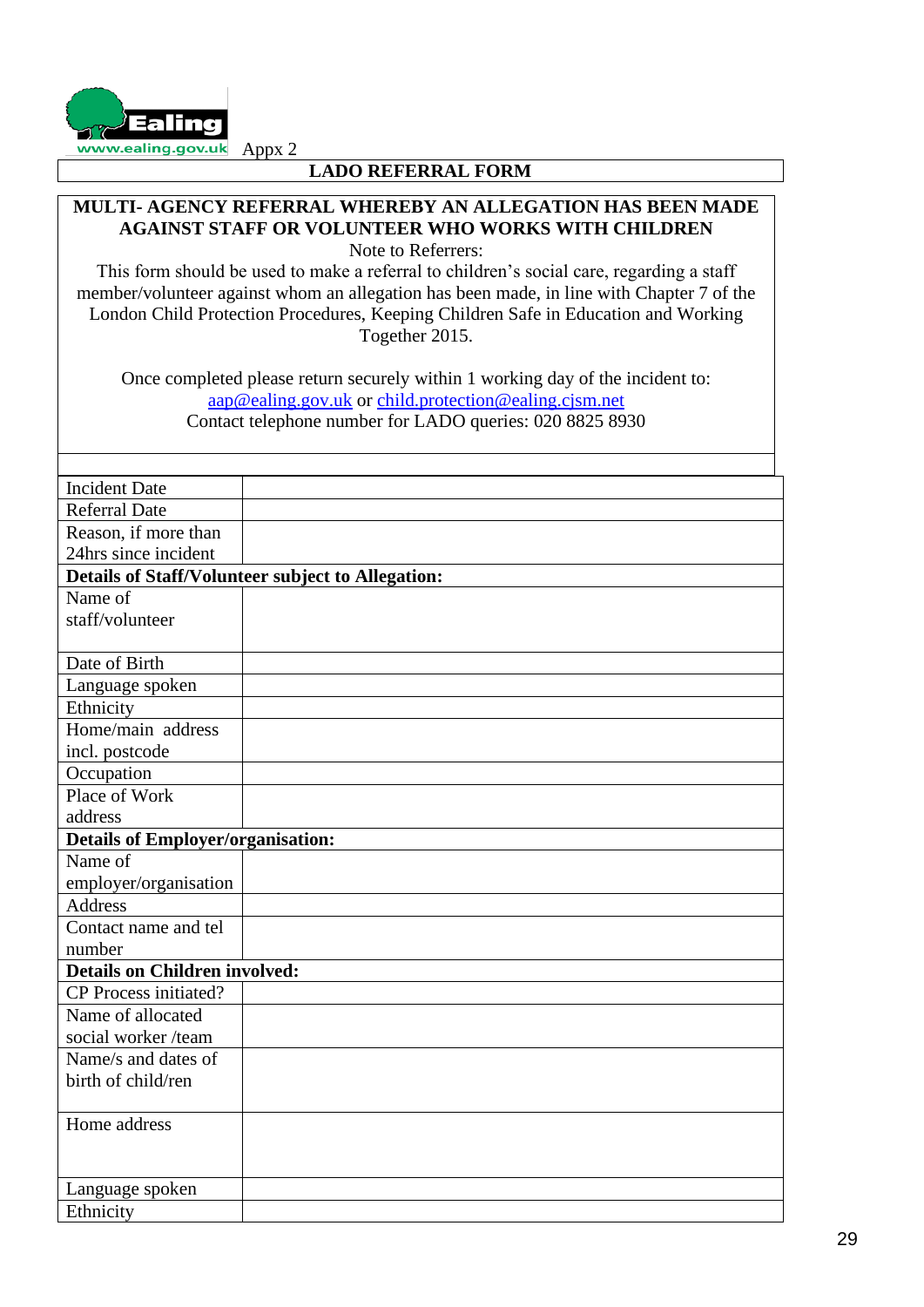Appx 2

## LADO REFERRAL FORM

**MULTI- AGENCY REFERRAL WHEREBY AN ALLEGATION HAS BEEN MADE AGAINST STAFF OR VOLUNTEER WHO WORKS WITH CHILDREN**

Note to Referrers:

This form should be used to make a referral to children's social care, regarding a staff member/volunteer against whom an allegation has been made, in line with Chapter 7 of the London Child Protection Procedures, Keeping Children Safe in Education and Working Together 2015.

Once completed please return securely within 1 working day of the incident to: aap@ealing.gov.uk or child.protection@ealing.cjsm.net

Contact telephone number for LADO queries: 020 8825 8930

| | |
|---|---|
| Incident Date | |
| Referral Date | |
| Reason, if more than 24hrs since incident | |
| **Details of Staff/Volunteer subject to Allegation:** | |
| Name of staff/volunteer | |
| Date of Birth | |
| Language spoken | |
| Ethnicity | |
| Home/main address incl. postcode | |
| Occupation | |
| Place of Work address | |
| **Details of Employer/organisation:** | |
| Name of employer/organisation | |
| Address | |
| Contact name and tel number | |
| **Details on Children involved:** | |
| CP Process initiated? | |
| Name of allocated social worker /team | |
| Name/s and dates of birth of child/ren | |
| Home address | |
| Language spoken | |
| Ethnicity | |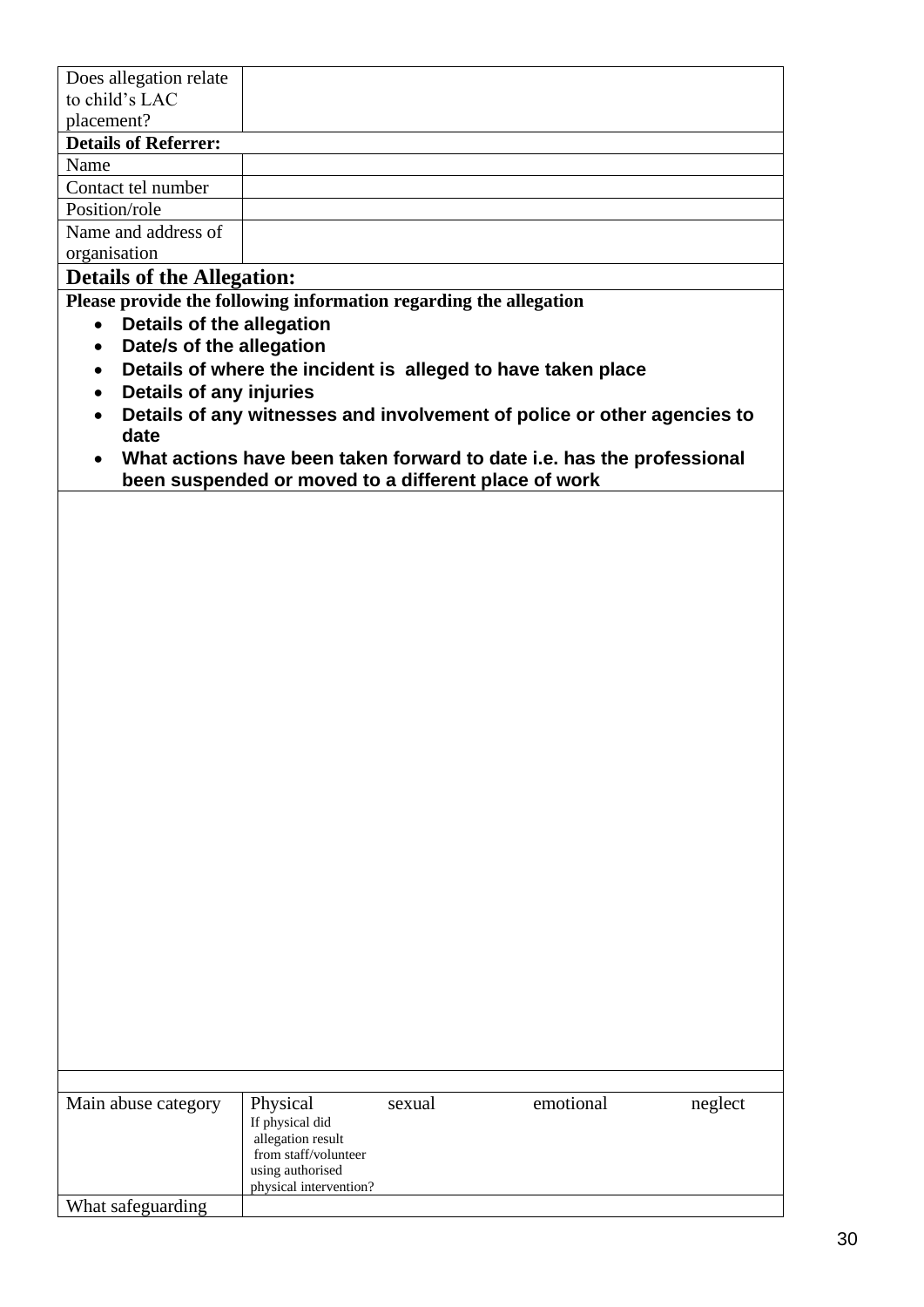| Does allegation relate to child's LAC placement? | |
|---|---|
| **Details of Referrer:** | |
| Name | |
| Contact tel number | |
| Position/role | |
| Name and address of organisation | |

**Details of the Allegation:**

**Please provide the following information regarding the allegation**

- **Details of the allegation**
- **Date/s of the allegation**
- **Details of where the incident is alleged to have taken place**
- **Details of any injuries**
- **Details of any witnesses and involvement of police or other agencies to date**
- **What actions have been taken forward to date i.e. has the professional been suspended or moved to a different place of work**

| | |
|---|---|
| Main abuse category | Physical sexual emotional neglect<br>If physical did allegation result from staff/volunteer using authorised physical intervention? |
| What safeguarding | |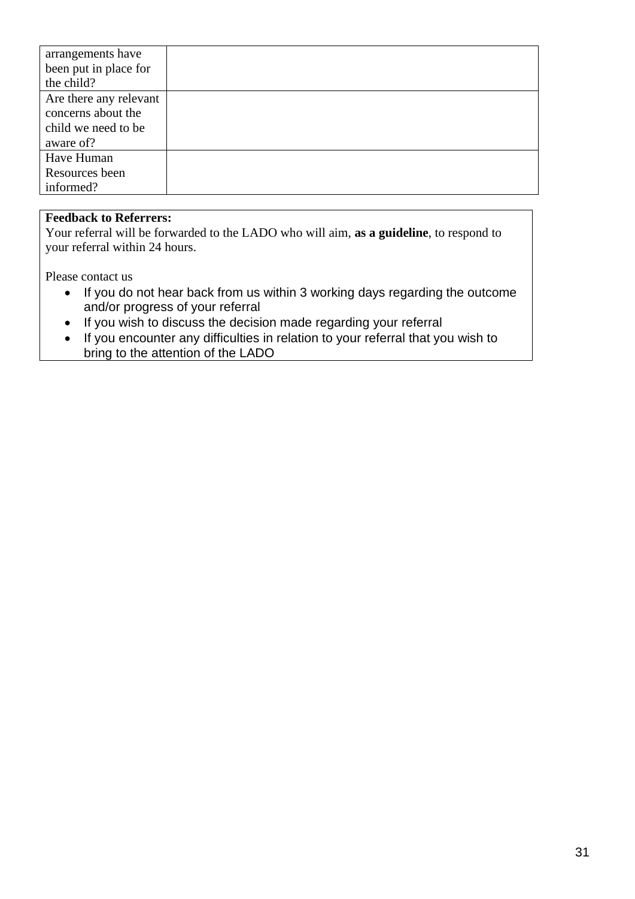| | |
|---|---|
| arrangements have been put in place for the child? | |
| Are there any relevant concerns about the child we need to be aware of? | |
| Have Human Resources been informed? | |

**Feedback to Referrers:**
Your referral will be forwarded to the LADO who will aim, **as a guideline**, to respond to your referral within 24 hours.

Please contact us

- If you do not hear back from us within 3 working days regarding the outcome and/or progress of your referral
- If you wish to discuss the decision made regarding your referral
- If you encounter any difficulties in relation to your referral that you wish to bring to the attention of the LADO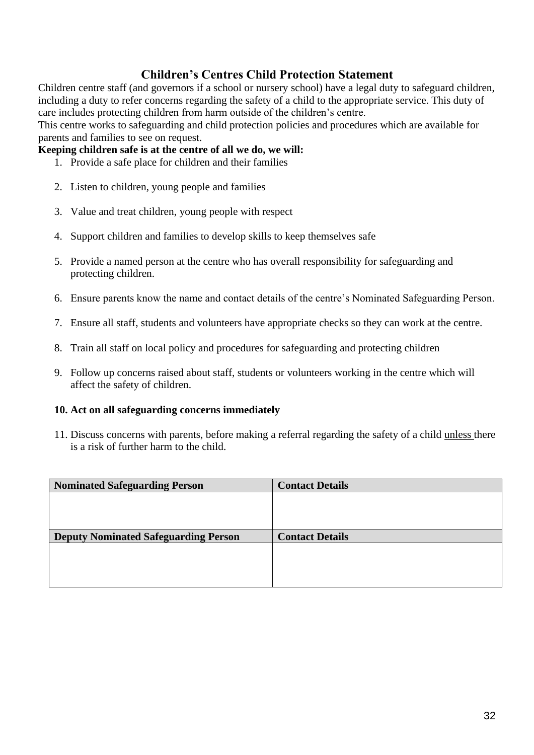# Children's Centres Child Protection Statement

Children centre staff (and governors if a school or nursery school) have a legal duty to safeguard children, including a duty to refer concerns regarding the safety of a child to the appropriate service. This duty of care includes protecting children from harm outside of the children's centre.

This centre works to safeguarding and child protection policies and procedures which are available for parents and families to see on request.

**Keeping children safe is at the centre of all we do, we will:**

1. Provide a safe place for children and their families

2. Listen to children, young people and families

3. Value and treat children, young people with respect

4. Support children and families to develop skills to keep themselves safe

5. Provide a named person at the centre who has overall responsibility for safeguarding and protecting children.

6. Ensure parents know the name and contact details of the centre's Nominated Safeguarding Person.

7. Ensure all staff, students and volunteers have appropriate checks so they can work at the centre.

8. Train all staff on local policy and procedures for safeguarding and protecting children

9. Follow up concerns raised about staff, students or volunteers working in the centre which will affect the safety of children.

10. **Act on all safeguarding concerns immediately**

11. Discuss concerns with parents, before making a referral regarding the safety of a child <u>unless</u> there is a risk of further harm to the child.

| **Nominated Safeguarding Person** | **Contact Details** |
|---|---|
| | |
| **Deputy Nominated Safeguarding Person** | **Contact Details** |
| | |